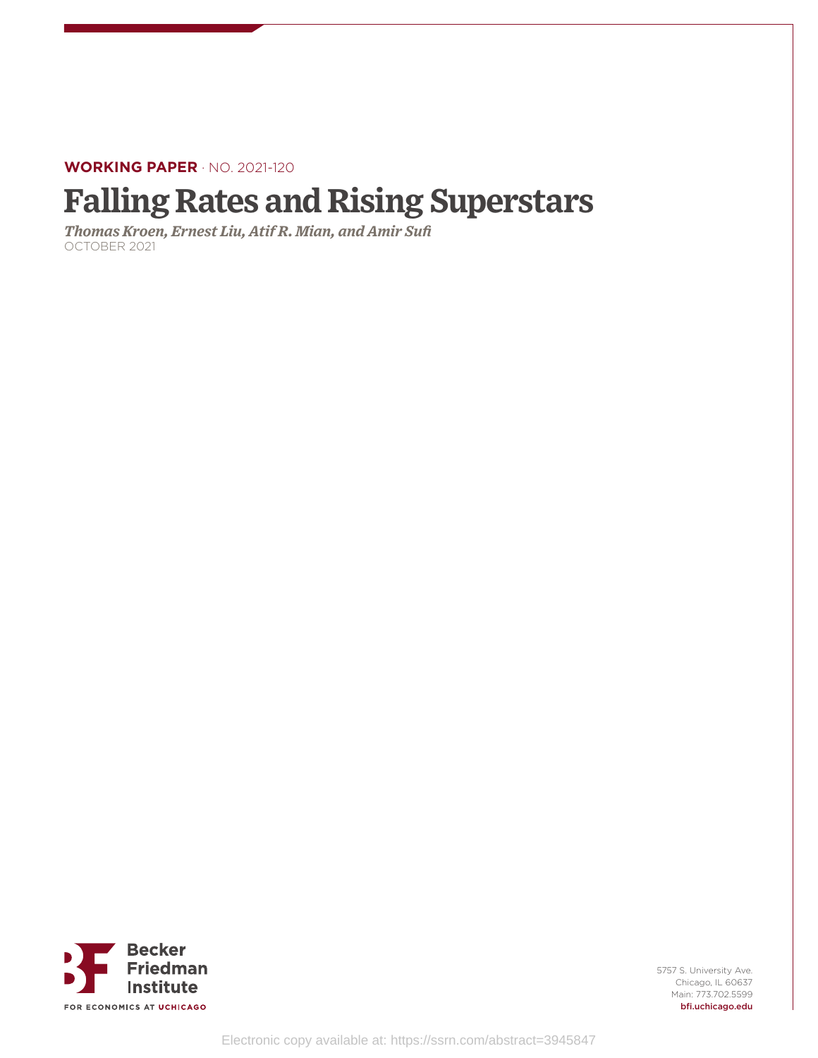**WORKING PAPER** · NO. 2021-120

# Falling Rates and Rising Superstars

*Thomas Kroen, Ernest Liu, Atif R. Mian, and Amir Sufi*

OCTOBER 2021

Becker Friedman Institute

FOR ECONOMICS AT UCHICAGO

5757 S. University Ave.
Chicago, IL 60637
Main: 773.702.5599
bfi.uchicago.edu

Electronic copy available at: https://ssrn.com/abstract=3945847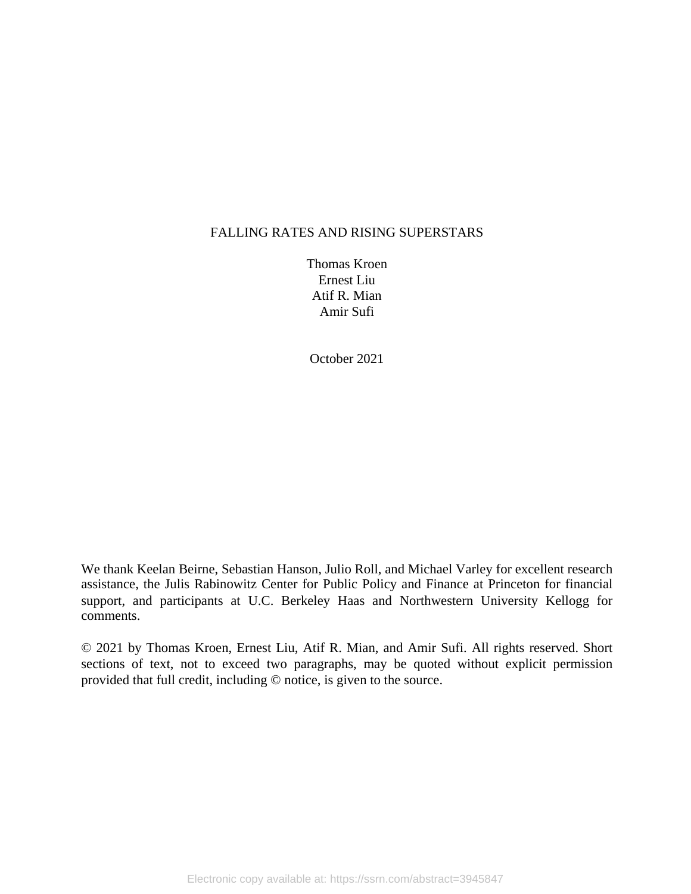# FALLING RATES AND RISING SUPERSTARS

Thomas Kroen
Ernest Liu
Atif R. Mian
Amir Sufi

October 2021

We thank Keelan Beirne, Sebastian Hanson, Julio Roll, and Michael Varley for excellent research assistance, the Julis Rabinowitz Center for Public Policy and Finance at Princeton for financial support, and participants at U.C. Berkeley Haas and Northwestern University Kellogg for comments.

© 2021 by Thomas Kroen, Ernest Liu, Atif R. Mian, and Amir Sufi. All rights reserved. Short sections of text, not to exceed two paragraphs, may be quoted without explicit permission provided that full credit, including © notice, is given to the source.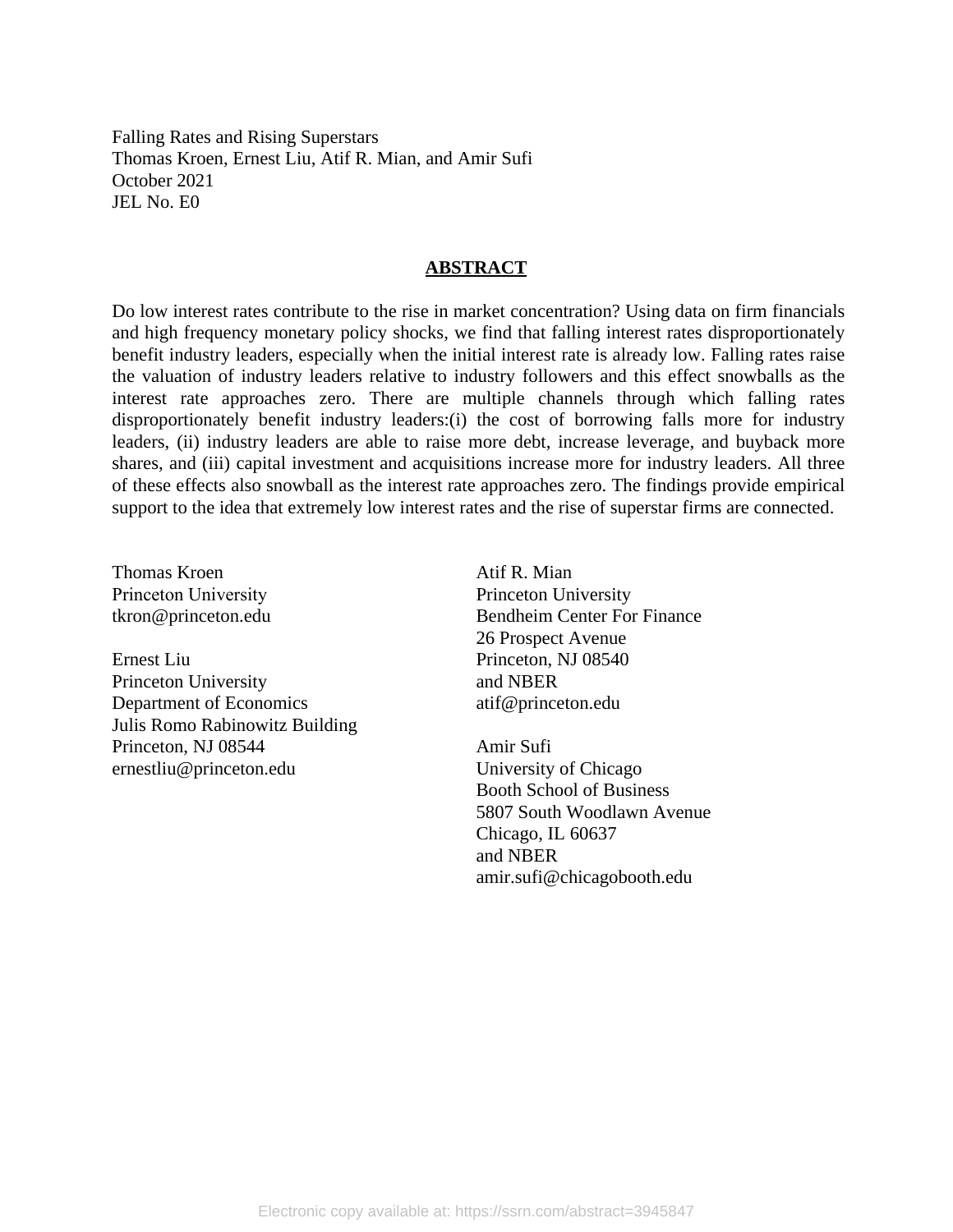Falling Rates and Rising Superstars
Thomas Kroen, Ernest Liu, Atif R. Mian, and Amir Sufi
October 2021
JEL No. E0

## ABSTRACT

Do low interest rates contribute to the rise in market concentration? Using data on firm financials and high frequency monetary policy shocks, we find that falling interest rates disproportionately benefit industry leaders, especially when the initial interest rate is already low. Falling rates raise the valuation of industry leaders relative to industry followers and this effect snowballs as the interest rate approaches zero. There are multiple channels through which falling rates disproportionately benefit industry leaders:(i) the cost of borrowing falls more for industry leaders, (ii) industry leaders are able to raise more debt, increase leverage, and buyback more shares, and (iii) capital investment and acquisitions increase more for industry leaders. All three of these effects also snowball as the interest rate approaches zero. The findings provide empirical support to the idea that extremely low interest rates and the rise of superstar firms are connected.

Thomas Kroen
Princeton University
tkron@princeton.edu

Ernest Liu
Princeton University
Department of Economics
Julis Romo Rabinowitz Building
Princeton, NJ 08544
ernestliu@princeton.edu

Atif R. Mian
Princeton University
Bendheim Center For Finance
26 Prospect Avenue
Princeton, NJ 08540
and NBER
atif@princeton.edu

Amir Sufi
University of Chicago
Booth School of Business
5807 South Woodlawn Avenue
Chicago, IL 60637
and NBER
amir.sufi@chicagobooth.edu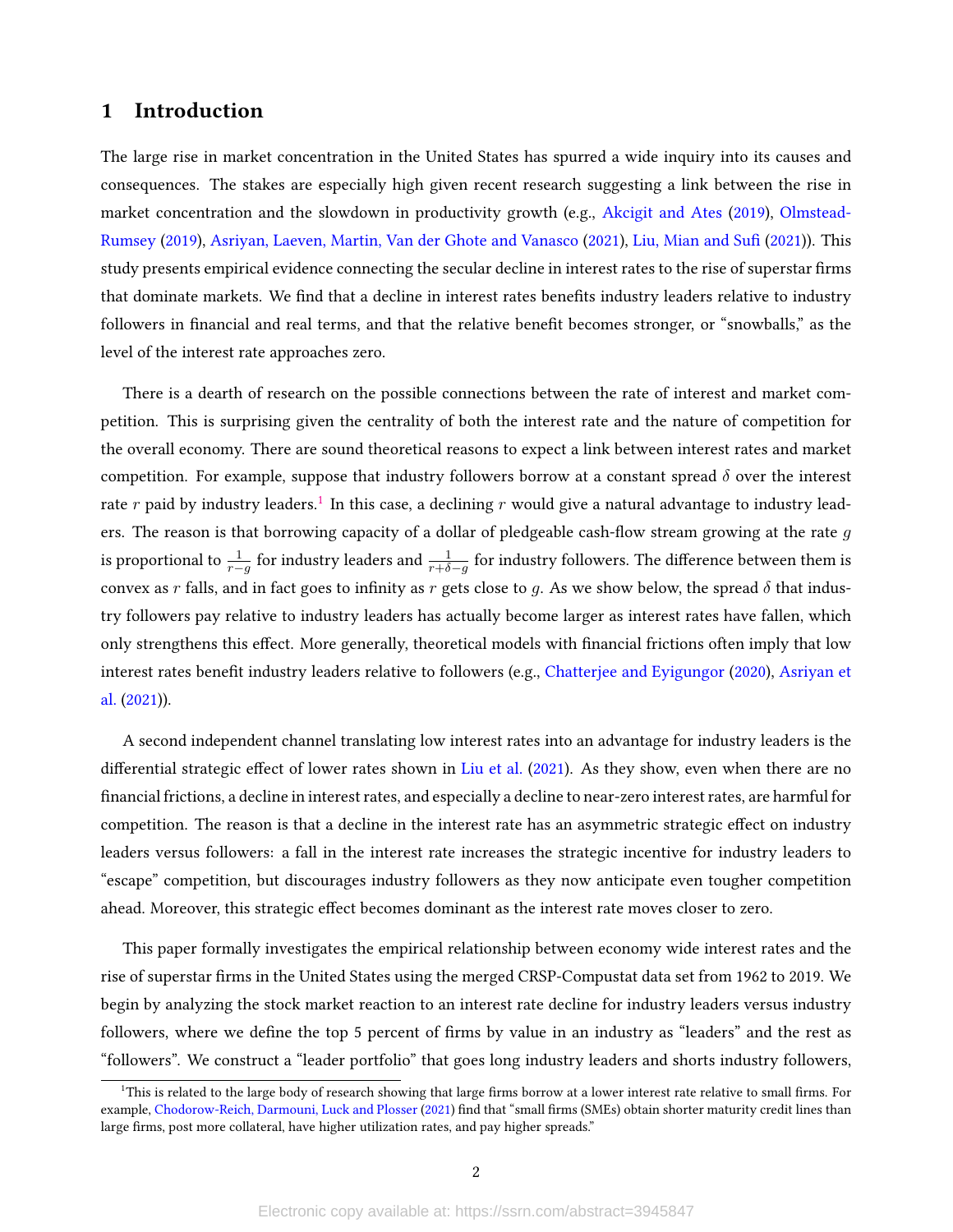# 1 Introduction

The large rise in market concentration in the United States has spurred a wide inquiry into its causes and consequences. The stakes are especially high given recent research suggesting a link between the rise in market concentration and the slowdown in productivity growth (e.g., Akcigit and Ates (2019), Olmstead-Rumsey (2019), Asriyan, Laeven, Martin, Van der Ghote and Vanasco (2021), Liu, Mian and Sufi (2021)). This study presents empirical evidence connecting the secular decline in interest rates to the rise of superstar firms that dominate markets. We find that a decline in interest rates benefits industry leaders relative to industry followers in financial and real terms, and that the relative benefit becomes stronger, or "snowballs," as the level of the interest rate approaches zero.

There is a dearth of research on the possible connections between the rate of interest and market competition. This is surprising given the centrality of both the interest rate and the nature of competition for the overall economy. There are sound theoretical reasons to expect a link between interest rates and market competition. For example, suppose that industry followers borrow at a constant spread $\delta$ over the interest rate $r$ paid by industry leaders.[1] In this case, a declining $r$ would give a natural advantage to industry leaders. The reason is that borrowing capacity of a dollar of pledgeable cash-flow stream growing at the rate $g$ is proportional to $\frac{1}{r-g}$ for industry leaders and $\frac{1}{r+\delta-g}$ for industry followers. The difference between them is convex as $r$ falls, and in fact goes to infinity as $r$ gets close to $g$. As we show below, the spread $\delta$ that industry followers pay relative to industry leaders has actually become larger as interest rates have fallen, which only strengthens this effect. More generally, theoretical models with financial frictions often imply that low interest rates benefit industry leaders relative to followers (e.g., Chatterjee and Eyigungor (2020), Asriyan et al. (2021)).

A second independent channel translating low interest rates into an advantage for industry leaders is the differential strategic effect of lower rates shown in Liu et al. (2021). As they show, even when there are no financial frictions, a decline in interest rates, and especially a decline to near-zero interest rates, are harmful for competition. The reason is that a decline in the interest rate has an asymmetric strategic effect on industry leaders versus followers: a fall in the interest rate increases the strategic incentive for industry leaders to "escape" competition, but discourages industry followers as they now anticipate even tougher competition ahead. Moreover, this strategic effect becomes dominant as the interest rate moves closer to zero.

This paper formally investigates the empirical relationship between economy wide interest rates and the rise of superstar firms in the United States using the merged CRSP-Compustat data set from 1962 to 2019. We begin by analyzing the stock market reaction to an interest rate decline for industry leaders versus industry followers, where we define the top 5 percent of firms by value in an industry as "leaders" and the rest as "followers". We construct a "leader portfolio" that goes long industry leaders and shorts industry followers,

[1] This is related to the large body of research showing that large firms borrow at a lower interest rate relative to small firms. For example, Chodorow-Reich, Darmouni, Luck and Plosser (2021) find that "small firms (SMEs) obtain shorter maturity credit lines than large firms, post more collateral, have higher utilization rates, and pay higher spreads."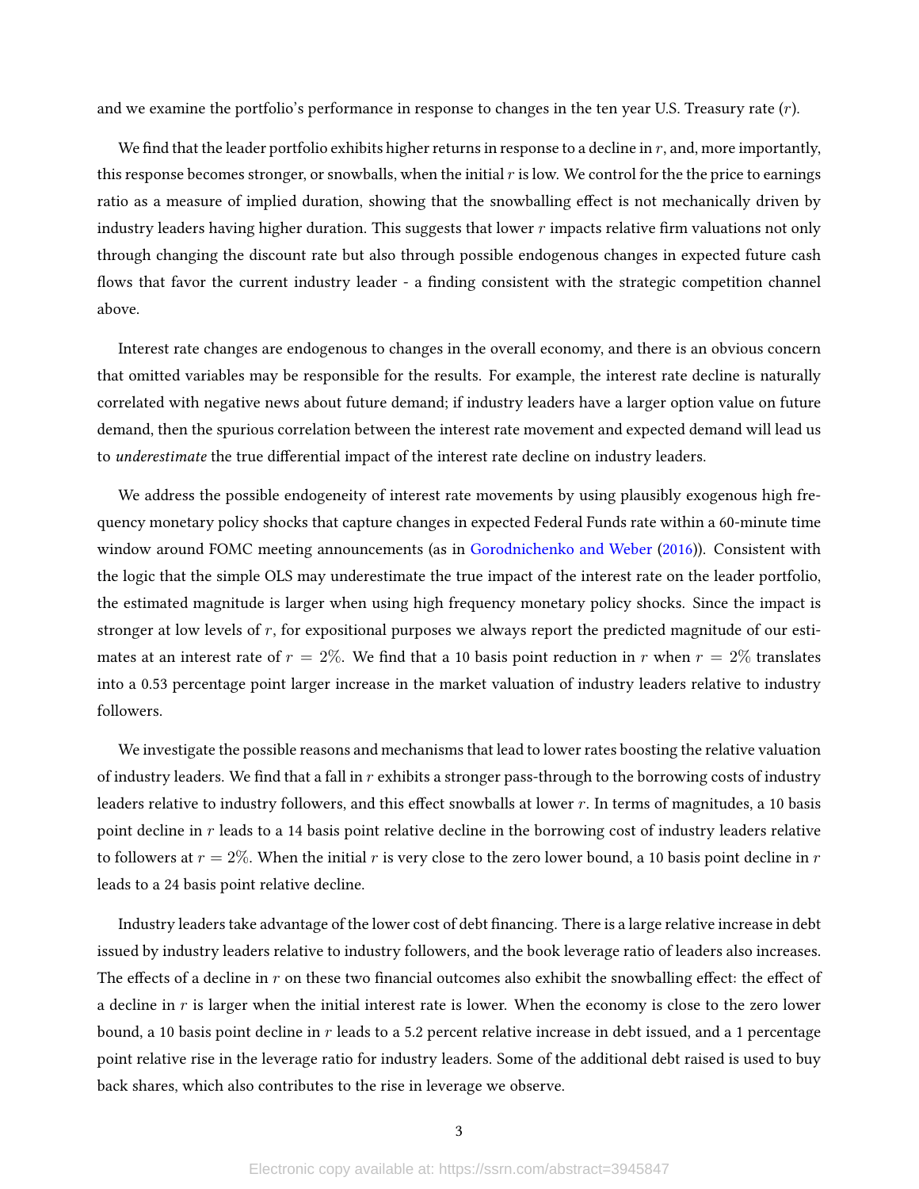and we examine the portfolio's performance in response to changes in the ten year U.S. Treasury rate ($r$).

We find that the leader portfolio exhibits higher returns in response to a decline in $r$, and, more importantly, this response becomes stronger, or snowballs, when the initial $r$ is low. We control for the the price to earnings ratio as a measure of implied duration, showing that the snowballing effect is not mechanically driven by industry leaders having higher duration. This suggests that lower $r$ impacts relative firm valuations not only through changing the discount rate but also through possible endogenous changes in expected future cash flows that favor the current industry leader - a finding consistent with the strategic competition channel above.

Interest rate changes are endogenous to changes in the overall economy, and there is an obvious concern that omitted variables may be responsible for the results. For example, the interest rate decline is naturally correlated with negative news about future demand; if industry leaders have a larger option value on future demand, then the spurious correlation between the interest rate movement and expected demand will lead us to *underestimate* the true differential impact of the interest rate decline on industry leaders.

We address the possible endogeneity of interest rate movements by using plausibly exogenous high frequency monetary policy shocks that capture changes in expected Federal Funds rate within a 60-minute time window around FOMC meeting announcements (as in Gorodnichenko and Weber (2016)). Consistent with the logic that the simple OLS may underestimate the true impact of the interest rate on the leader portfolio, the estimated magnitude is larger when using high frequency monetary policy shocks. Since the impact is stronger at low levels of $r$, for expositional purposes we always report the predicted magnitude of our estimates at an interest rate of $r = 2\%$. We find that a 10 basis point reduction in $r$ when $r = 2\%$ translates into a 0.53 percentage point larger increase in the market valuation of industry leaders relative to industry followers.

We investigate the possible reasons and mechanisms that lead to lower rates boosting the relative valuation of industry leaders. We find that a fall in $r$ exhibits a stronger pass-through to the borrowing costs of industry leaders relative to industry followers, and this effect snowballs at lower $r$. In terms of magnitudes, a 10 basis point decline in $r$ leads to a 14 basis point relative decline in the borrowing cost of industry leaders relative to followers at $r = 2\%$. When the initial $r$ is very close to the zero lower bound, a 10 basis point decline in $r$ leads to a 24 basis point relative decline.

Industry leaders take advantage of the lower cost of debt financing. There is a large relative increase in debt issued by industry leaders relative to industry followers, and the book leverage ratio of leaders also increases. The effects of a decline in $r$ on these two financial outcomes also exhibit the snowballing effect: the effect of a decline in $r$ is larger when the initial interest rate is lower. When the economy is close to the zero lower bound, a 10 basis point decline in $r$ leads to a 5.2 percent relative increase in debt issued, and a 1 percentage point relative rise in the leverage ratio for industry leaders. Some of the additional debt raised is used to buy back shares, which also contributes to the rise in leverage we observe.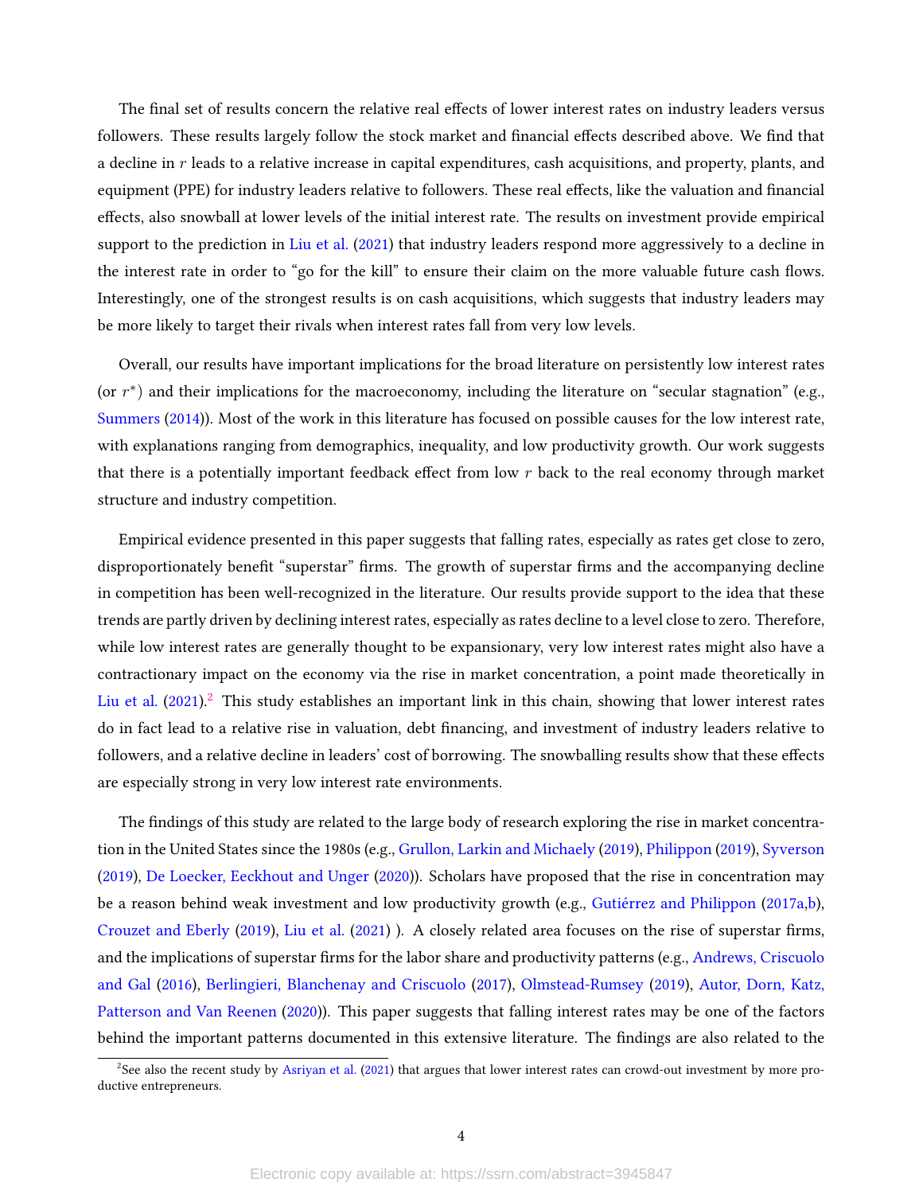The final set of results concern the relative real effects of lower interest rates on industry leaders versus followers. These results largely follow the stock market and financial effects described above. We find that a decline in $r$ leads to a relative increase in capital expenditures, cash acquisitions, and property, plants, and equipment (PPE) for industry leaders relative to followers. These real effects, like the valuation and financial effects, also snowball at lower levels of the initial interest rate. The results on investment provide empirical support to the prediction in Liu et al. (2021) that industry leaders respond more aggressively to a decline in the interest rate in order to "go for the kill" to ensure their claim on the more valuable future cash flows. Interestingly, one of the strongest results is on cash acquisitions, which suggests that industry leaders may be more likely to target their rivals when interest rates fall from very low levels.

Overall, our results have important implications for the broad literature on persistently low interest rates (or $r^*$) and their implications for the macroeconomy, including the literature on "secular stagnation" (e.g., Summers (2014)). Most of the work in this literature has focused on possible causes for the low interest rate, with explanations ranging from demographics, inequality, and low productivity growth. Our work suggests that there is a potentially important feedback effect from low $r$ back to the real economy through market structure and industry competition.

Empirical evidence presented in this paper suggests that falling rates, especially as rates get close to zero, disproportionately benefit "superstar" firms. The growth of superstar firms and the accompanying decline in competition has been well-recognized in the literature. Our results provide support to the idea that these trends are partly driven by declining interest rates, especially as rates decline to a level close to zero. Therefore, while low interest rates are generally thought to be expansionary, very low interest rates might also have a contractionary impact on the economy via the rise in market concentration, a point made theoretically in Liu et al. (2021).[2] This study establishes an important link in this chain, showing that lower interest rates do in fact lead to a relative rise in valuation, debt financing, and investment of industry leaders relative to followers, and a relative decline in leaders' cost of borrowing. The snowballing results show that these effects are especially strong in very low interest rate environments.

The findings of this study are related to the large body of research exploring the rise in market concentration in the United States since the 1980s (e.g., Grullon, Larkin and Michaely (2019), Philippon (2019), Syverson (2019), De Loecker, Eeckhout and Unger (2020)). Scholars have proposed that the rise in concentration may be a reason behind weak investment and low productivity growth (e.g., Gutiérrez and Philippon (2017a,b), Crouzet and Eberly (2019), Liu et al. (2021) ). A closely related area focuses on the rise of superstar firms, and the implications of superstar firms for the labor share and productivity patterns (e.g., Andrews, Criscuolo and Gal (2016), Berlingieri, Blanchenay and Criscuolo (2017), Olmstead-Rumsey (2019), Autor, Dorn, Katz, Patterson and Van Reenen (2020)). This paper suggests that falling interest rates may be one of the factors behind the important patterns documented in this extensive literature. The findings are also related to the

[2] See also the recent study by Asriyan et al. (2021) that argues that lower interest rates can crowd-out investment by more productive entrepreneurs.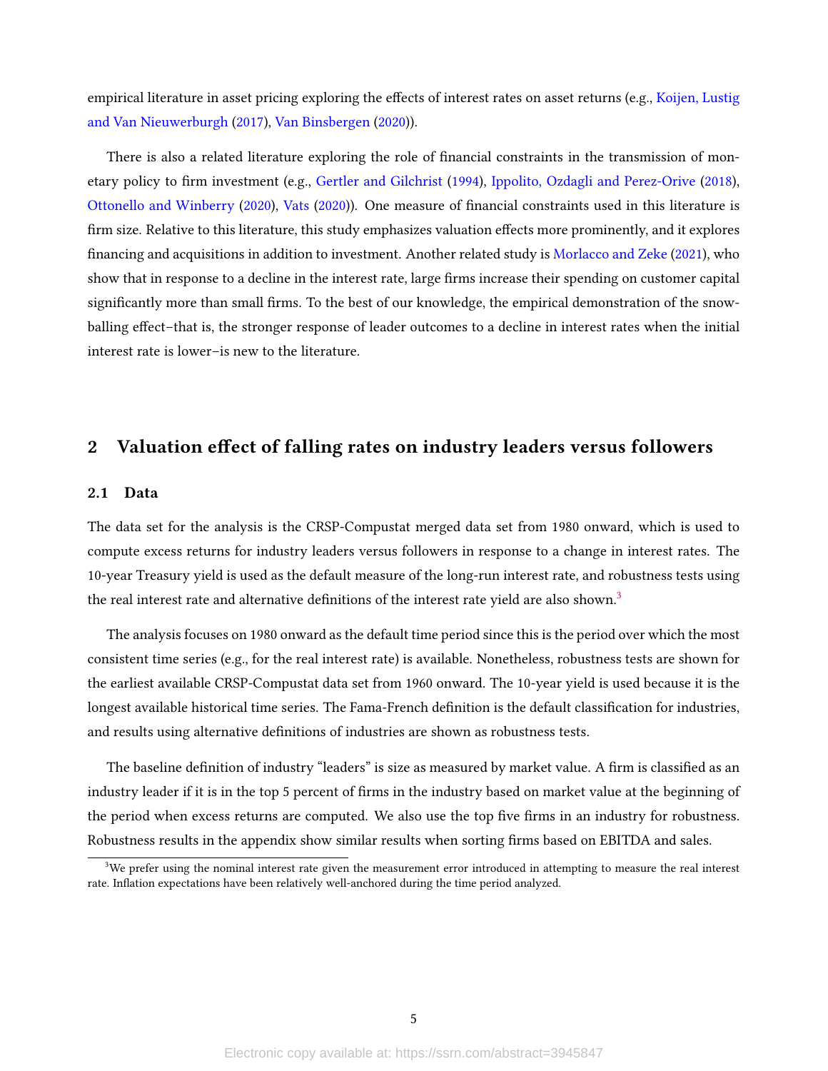empirical literature in asset pricing exploring the effects of interest rates on asset returns (e.g., Koijen, Lustig and Van Nieuwerburgh (2017), Van Binsbergen (2020)).

There is also a related literature exploring the role of financial constraints in the transmission of monetary policy to firm investment (e.g., Gertler and Gilchrist (1994), Ippolito, Ozdagli and Perez-Orive (2018), Ottonello and Winberry (2020), Vats (2020)). One measure of financial constraints used in this literature is firm size. Relative to this literature, this study emphasizes valuation effects more prominently, and it explores financing and acquisitions in addition to investment. Another related study is Morlacco and Zeke (2021), who show that in response to a decline in the interest rate, large firms increase their spending on customer capital significantly more than small firms. To the best of our knowledge, the empirical demonstration of the snowballing effect–that is, the stronger response of leader outcomes to a decline in interest rates when the initial interest rate is lower–is new to the literature.

## 2 Valuation effect of falling rates on industry leaders versus followers

### 2.1 Data

The data set for the analysis is the CRSP-Compustat merged data set from 1980 onward, which is used to compute excess returns for industry leaders versus followers in response to a change in interest rates. The 10-year Treasury yield is used as the default measure of the long-run interest rate, and robustness tests using the real interest rate and alternative definitions of the interest rate yield are also shown.[3]

The analysis focuses on 1980 onward as the default time period since this is the period over which the most consistent time series (e.g., for the real interest rate) is available. Nonetheless, robustness tests are shown for the earliest available CRSP-Compustat data set from 1960 onward. The 10-year yield is used because it is the longest available historical time series. The Fama-French definition is the default classification for industries, and results using alternative definitions of industries are shown as robustness tests.

The baseline definition of industry "leaders" is size as measured by market value. A firm is classified as an industry leader if it is in the top 5 percent of firms in the industry based on market value at the beginning of the period when excess returns are computed. We also use the top five firms in an industry for robustness. Robustness results in the appendix show similar results when sorting firms based on EBITDA and sales.

[3] We prefer using the nominal interest rate given the measurement error introduced in attempting to measure the real interest rate. Inflation expectations have been relatively well-anchored during the time period analyzed.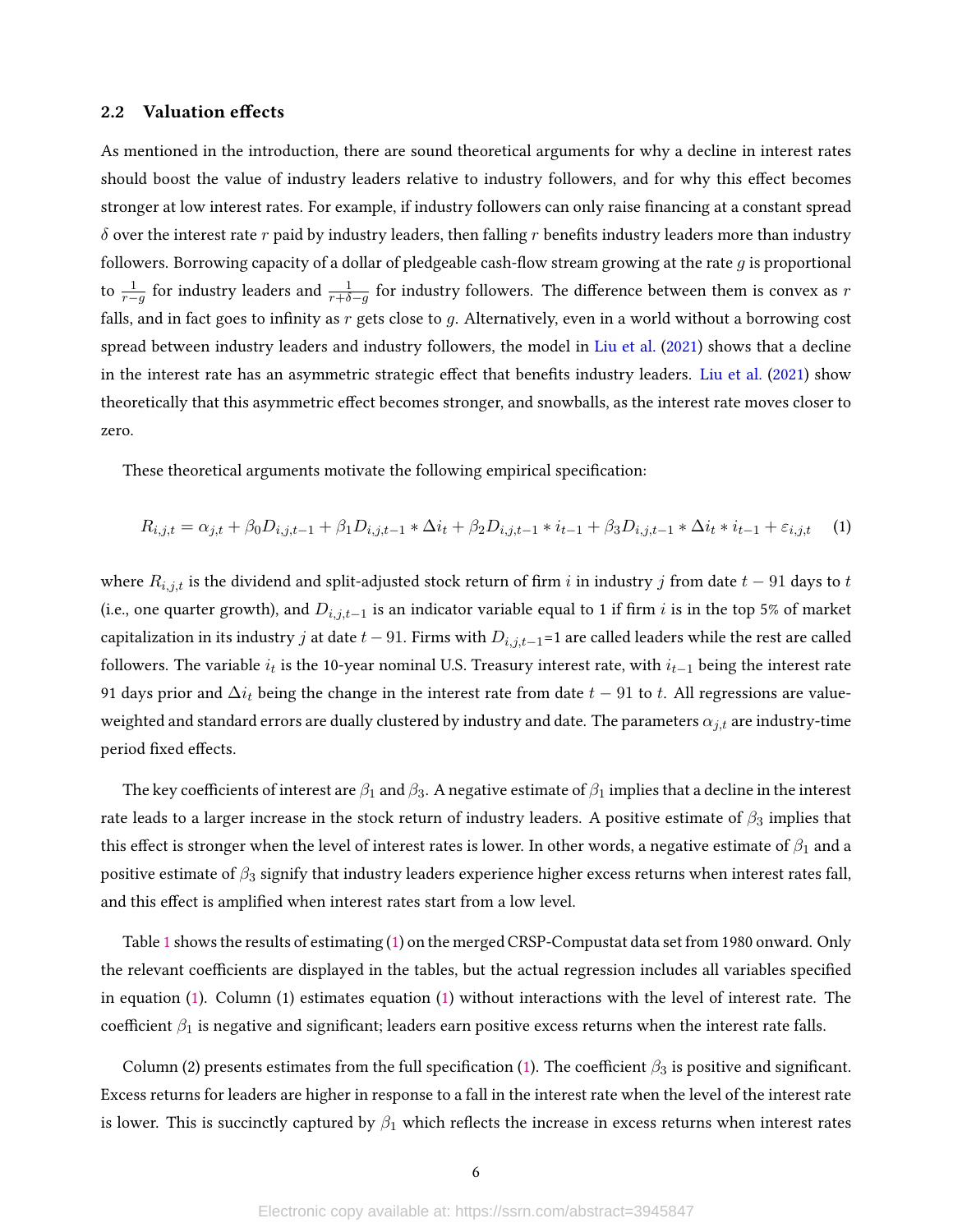### 2.2 Valuation effects

As mentioned in the introduction, there are sound theoretical arguments for why a decline in interest rates should boost the value of industry leaders relative to industry followers, and for why this effect becomes stronger at low interest rates. For example, if industry followers can only raise financing at a constant spread $\delta$ over the interest rate $r$ paid by industry leaders, then falling $r$ benefits industry leaders more than industry followers. Borrowing capacity of a dollar of pledgeable cash-flow stream growing at the rate $g$ is proportional to $\frac{1}{r-g}$ for industry leaders and $\frac{1}{r+\delta-g}$ for industry followers. The difference between them is convex as $r$ falls, and in fact goes to infinity as $r$ gets close to $g$. Alternatively, even in a world without a borrowing cost spread between industry leaders and industry followers, the model in Liu et al. (2021) shows that a decline in the interest rate has an asymmetric strategic effect that benefits industry leaders. Liu et al. (2021) show theoretically that this asymmetric effect becomes stronger, and snowballs, as the interest rate moves closer to zero.

These theoretical arguments motivate the following empirical specification:

$$R_{i,j,t} = \alpha_{j,t} + \beta_0 D_{i,j,t-1} + \beta_1 D_{i,j,t-1} * \Delta i_t + \beta_2 D_{i,j,t-1} * i_{t-1} + \beta_3 D_{i,j,t-1} * \Delta i_t * i_{t-1} + \varepsilon_{i,j,t} \tag{1}$$

where $R_{i,j,t}$ is the dividend and split-adjusted stock return of firm $i$ in industry $j$ from date $t-91$ days to $t$ (i.e., one quarter growth), and $D_{i,j,t-1}$ is an indicator variable equal to 1 if firm $i$ is in the top 5% of market capitalization in its industry $j$ at date $t-91$. Firms with $D_{i,j,t-1}$=1 are called leaders while the rest are called followers. The variable $i_t$ is the 10-year nominal U.S. Treasury interest rate, with $i_{t-1}$ being the interest rate 91 days prior and $\Delta i_t$ being the change in the interest rate from date $t-91$ to $t$. All regressions are value-weighted and standard errors are dually clustered by industry and date. The parameters $\alpha_{j,t}$ are industry-time period fixed effects.

The key coefficients of interest are $\beta_1$ and $\beta_3$. A negative estimate of $\beta_1$ implies that a decline in the interest rate leads to a larger increase in the stock return of industry leaders. A positive estimate of $\beta_3$ implies that this effect is stronger when the level of interest rates is lower. In other words, a negative estimate of $\beta_1$ and a positive estimate of $\beta_3$ signify that industry leaders experience higher excess returns when interest rates fall, and this effect is amplified when interest rates start from a low level.

Table 1 shows the results of estimating (1) on the merged CRSP-Compustat data set from 1980 onward. Only the relevant coefficients are displayed in the tables, but the actual regression includes all variables specified in equation (1). Column (1) estimates equation (1) without interactions with the level of interest rate. The coefficient $\beta_1$ is negative and significant; leaders earn positive excess returns when the interest rate falls.

Column (2) presents estimates from the full specification (1). The coefficient $\beta_3$ is positive and significant. Excess returns for leaders are higher in response to a fall in the interest rate when the level of the interest rate is lower. This is succinctly captured by $\beta_1$ which reflects the increase in excess returns when interest rates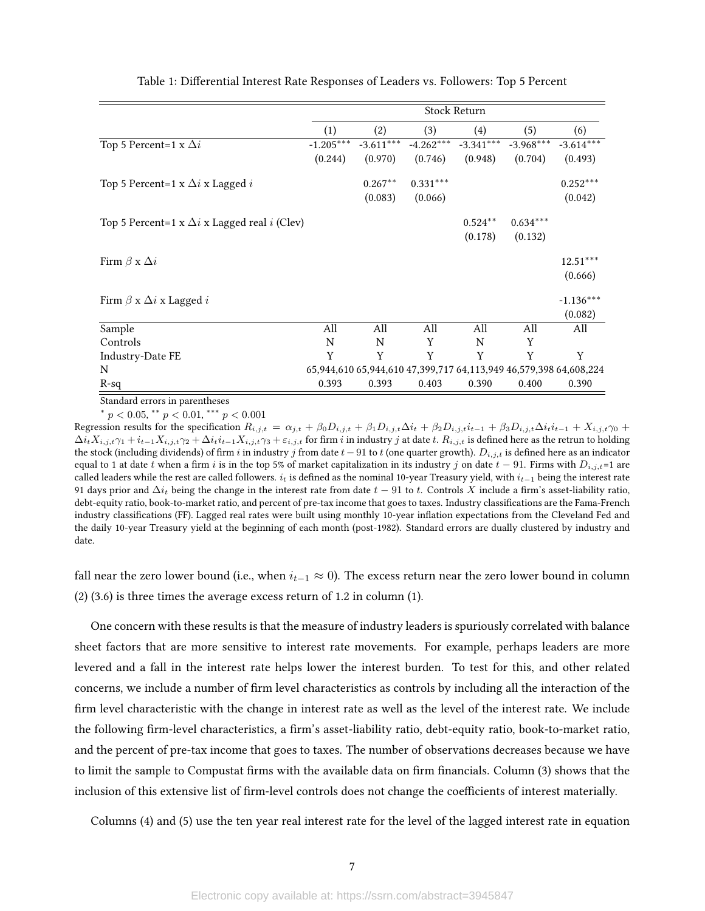Table 1: Differential Interest Rate Responses of Leaders vs. Followers: Top 5 Percent

| | Stock Return | | | | | |
|---|---|---|---|---|---|---|
| | (1) | (2) | (3) | (4) | (5) | (6) |
| Top 5 Percent=1 x $\Delta i$ | -1.205*** | -3.611*** | -4.262*** | -3.341*** | -3.968*** | -3.614*** |
| | (0.244) | (0.970) | (0.746) | (0.948) | (0.704) | (0.493) |
| Top 5 Percent=1 x $\Delta i$ x Lagged $i$ | | 0.267** | 0.331*** | | | 0.252*** |
| | | (0.083) | (0.066) | | | (0.042) |
| Top 5 Percent=1 x $\Delta i$ x Lagged real $i$ (Clev) | | | | 0.524** | 0.634*** | |
| | | | | (0.178) | (0.132) | |
| Firm $\beta$ x $\Delta i$ | | | | | | 12.51*** |
| | | | | | | (0.666) |
| Firm $\beta$ x $\Delta i$ x Lagged $i$ | | | | | | -1.136*** |
| | | | | | | (0.082) |
| Sample | All | All | All | All | All | All |
| Controls | N | N | Y | N | Y | |
| Industry-Date FE | Y | Y | Y | Y | Y | Y |
| N | 65,944,610 | 65,944,610 | 47,399,717 | 64,113,949 | 46,579,398 | 64,608,224 |
| R-sq | 0.393 | 0.393 | 0.403 | 0.390 | 0.400 | 0.390 |

Standard errors in parentheses

$^{*}$ $p < 0.05$, $^{**}$ $p < 0.01$, $^{***}$ $p < 0.001$

Regression results for the specification $R_{i,j,t} = \alpha_{j,t} + \beta_0 D_{i,j,t} + \beta_1 D_{i,j,t}\Delta i_t + \beta_2 D_{i,j,t} i_{t-1} + \beta_3 D_{i,j,t}\Delta i_t i_{t-1} + X_{i,j,t}\gamma_0 + \Delta i_t X_{i,j,t}\gamma_1 + i_{t-1}X_{i,j,t}\gamma_2 + \Delta i_t i_{t-1} X_{i,j,t}\gamma_3 + \varepsilon_{i,j,t}$ for firm $i$ in industry $j$ at date $t$. $R_{i,j,t}$ is defined here as the retrun to holding the stock (including dividends) of firm $i$ in industry $j$ from date $t-91$ to $t$ (one quarter growth). $D_{i,j,t}$ is defined here as an indicator equal to 1 at date $t$ when a firm $i$ is in the top 5% of market capitalization in its industry $j$ on date $t-91$. Firms with $D_{i,j,t}$=1 are called leaders while the rest are called followers. $i_t$ is defined as the nominal 10-year Treasury yield, with $i_{t-1}$ being the interest rate 91 days prior and $\Delta i_t$ being the change in the interest rate from date $t-91$ to $t$. Controls $X$ include a firm's asset-liability ratio, debt-equity ratio, book-to-market ratio, and percent of pre-tax income that goes to taxes. Industry classifications are the Fama-French industry classifications (FF). Lagged real rates were built using monthly 10-year inflation expectations from the Cleveland Fed and the daily 10-year Treasury yield at the beginning of each month (post-1982). Standard errors are dually clustered by industry and date.

fall near the zero lower bound (i.e., when $i_{t-1} \approx 0$). The excess return near the zero lower bound in column (2) (3.6) is three times the average excess return of 1.2 in column (1).

One concern with these results is that the measure of industry leaders is spuriously correlated with balance sheet factors that are more sensitive to interest rate movements. For example, perhaps leaders are more levered and a fall in the interest rate helps lower the interest burden. To test for this, and other related concerns, we include a number of firm level characteristics as controls by including all the interaction of the firm level characteristic with the change in interest rate as well as the level of the interest rate. We include the following firm-level characteristics, a firm's asset-liability ratio, debt-equity ratio, book-to-market ratio, and the percent of pre-tax income that goes to taxes. The number of observations decreases because we have to limit the sample to Compustat firms with the available data on firm financials. Column (3) shows that the inclusion of this extensive list of firm-level controls does not change the coefficients of interest materially.

Columns (4) and (5) use the ten year real interest rate for the level of the lagged interest rate in equation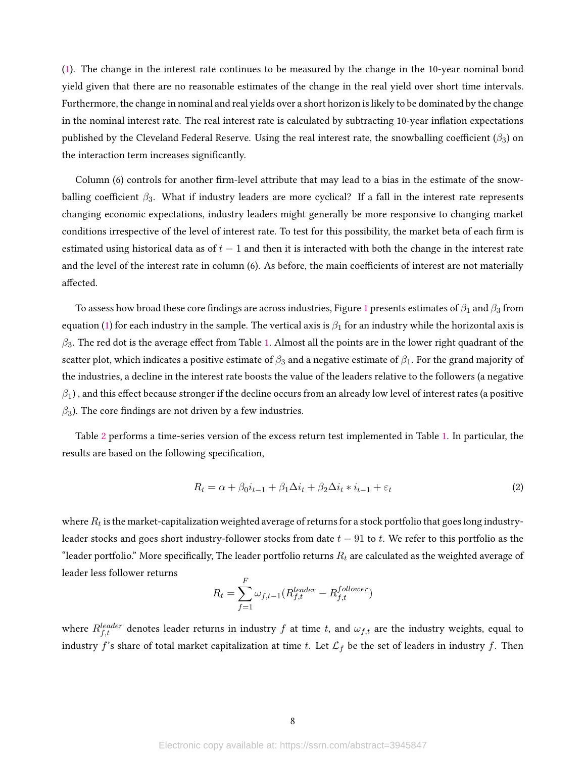(1). The change in the interest rate continues to be measured by the change in the 10-year nominal bond yield given that there are no reasonable estimates of the change in the real yield over short time intervals. Furthermore, the change in nominal and real yields over a short horizon is likely to be dominated by the change in the nominal interest rate. The real interest rate is calculated by subtracting 10-year inflation expectations published by the Cleveland Federal Reserve. Using the real interest rate, the snowballing coefficient ($\beta_3$) on the interaction term increases significantly.

Column (6) controls for another firm-level attribute that may lead to a bias in the estimate of the snowballing coefficient $\beta_3$. What if industry leaders are more cyclical? If a fall in the interest rate represents changing economic expectations, industry leaders might generally be more responsive to changing market conditions irrespective of the level of interest rate. To test for this possibility, the market beta of each firm is estimated using historical data as of $t-1$ and then it is interacted with both the change in the interest rate and the level of the interest rate in column (6). As before, the main coefficients of interest are not materially affected.

To assess how broad these core findings are across industries, Figure 1 presents estimates of $\beta_1$ and $\beta_3$ from equation (1) for each industry in the sample. The vertical axis is $\beta_1$ for an industry while the horizontal axis is $\beta_3$. The red dot is the average effect from Table 1. Almost all the points are in the lower right quadrant of the scatter plot, which indicates a positive estimate of $\beta_3$ and a negative estimate of $\beta_1$. For the grand majority of the industries, a decline in the interest rate boosts the value of the leaders relative to the followers (a negative $\beta_1$) , and this effect because stronger if the decline occurs from an already low level of interest rates (a positive $\beta_3$). The core findings are not driven by a few industries.

Table 2 performs a time-series version of the excess return test implemented in Table 1. In particular, the results are based on the following specification,

$$R_t = \alpha + \beta_0 i_{t-1} + \beta_1 \Delta i_t + \beta_2 \Delta i_t * i_{t-1} + \varepsilon_t \tag{2}$$

where $R_t$ is the market-capitalization weighted average of returns for a stock portfolio that goes long industry-leader stocks and goes short industry-follower stocks from date $t-91$ to $t$. We refer to this portfolio as the "leader portfolio." More specifically, The leader portfolio returns $R_t$ are calculated as the weighted average of leader less follower returns

$$R_t = \sum_{f=1}^{F} \omega_{f,t-1}(R_{f,t}^{leader} - R_{f,t}^{follower})$$

where $R_{f,t}^{leader}$ denotes leader returns in industry $f$ at time $t$, and $\omega_{f,t}$ are the industry weights, equal to industry $f$'s share of total market capitalization at time $t$. Let $\mathcal{L}_f$ be the set of leaders in industry $f$. Then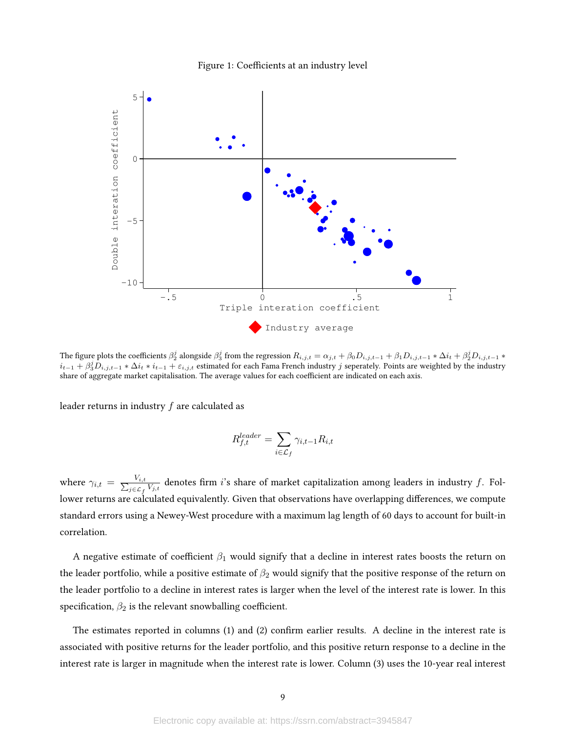Figure 1: Coefficients at an industry level

The figure plots the coefficients $\beta_2^j$ alongside $\beta_3^j$ from the regression $R_{i,j,t} = \alpha_{j,t} + \beta_0 D_{i,j,t-1} + \beta_1 D_{i,j,t-1} * \Delta i_t + \beta_2^j D_{i,j,t-1} * i_{t-1} + \beta_3^j D_{i,j,t-1} * \Delta i_t * i_{t-1} + \varepsilon_{i,j,t}$ estimated for each Fama French industry $j$ seperately. Points are weighted by the industry share of aggregate market capitalisation. The average values for each coefficient are indicated on each axis.

leader returns in industry $f$ are calculated as

$$R_{f,t}^{leader} = \sum_{i \in \mathcal{L}_f} \gamma_{i,t-1} R_{i,t}$$

where $\gamma_{i,t} = \frac{V_{i,t}}{\sum_{j \in \mathcal{L}_f} V_{j,t}}$ denotes firm $i$'s share of market capitalization among leaders in industry $f$. Follower returns are calculated equivalently. Given that observations have overlapping differences, we compute standard errors using a Newey-West procedure with a maximum lag length of 60 days to account for built-in correlation.

A negative estimate of coefficient $\beta_1$ would signify that a decline in interest rates boosts the return on the leader portfolio, while a positive estimate of $\beta_2$ would signify that the positive response of the return on the leader portfolio to a decline in interest rates is larger when the level of the interest rate is lower. In this specification, $\beta_2$ is the relevant snowballing coefficient.

The estimates reported in columns (1) and (2) confirm earlier results. A decline in the interest rate is associated with positive returns for the leader portfolio, and this positive return response to a decline in the interest rate is larger in magnitude when the interest rate is lower. Column (3) uses the 10-year real interest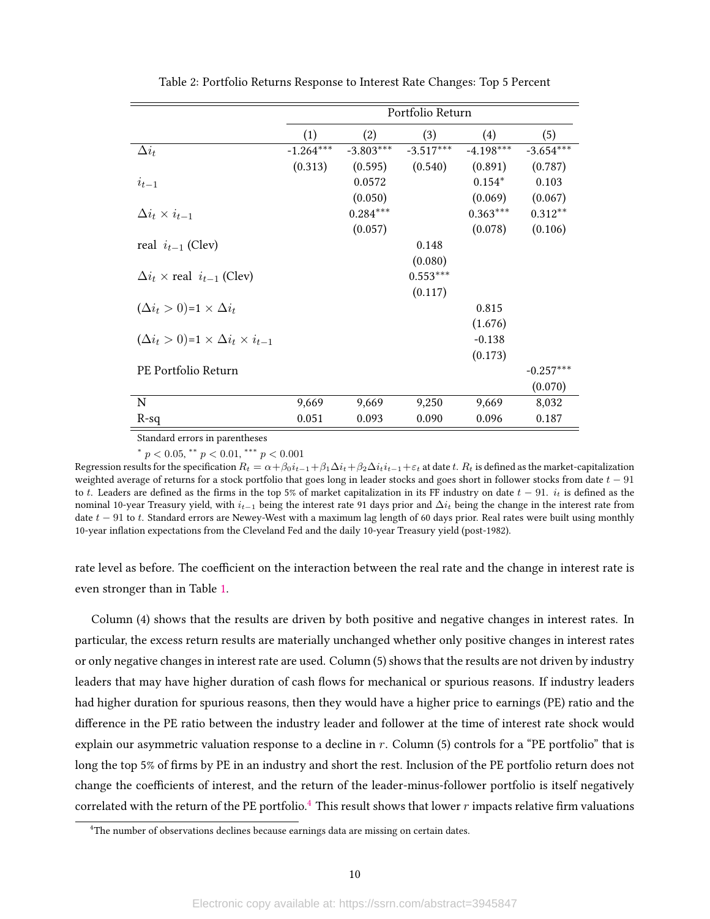Table 2: Portfolio Returns Response to Interest Rate Changes: Top 5 Percent

| | Portfolio Return | | | | |
|---|---|---|---|---|---|
| | (1) | (2) | (3) | (4) | (5) |
| $\Delta i_t$ | -1.264*** | -3.803*** | -3.517*** | -4.198*** | -3.654*** |
| | (0.313) | (0.595) | (0.540) | (0.891) | (0.787) |
| $i_{t-1}$ | | 0.0572 | | 0.154* | 0.103 |
| | | (0.050) | | (0.069) | (0.067) |
| $\Delta i_t \times i_{t-1}$ | | 0.284*** | | 0.363*** | 0.312** |
| | | (0.057) | | (0.078) | (0.106) |
| real $i_{t-1}$ (Clev) | | | 0.148 | | |
| | | | (0.080) | | |
| $\Delta i_t \times$ real $i_{t-1}$ (Clev) | | | 0.553*** | | |
| | | | (0.117) | | |
| $(\Delta i_t > 0)$=1 $\times \Delta i_t$ | | | | 0.815 | |
| | | | | (1.676) | |
| $(\Delta i_t > 0)$=1 $\times \Delta i_t \times i_{t-1}$ | | | | -0.138 | |
| | | | | (0.173) | |
| PE Portfolio Return | | | | | -0.257*** |
| | | | | | (0.070) |
| N | 9,669 | 9,669 | 9,250 | 9,669 | 8,032 |
| R-sq | 0.051 | 0.093 | 0.090 | 0.096 | 0.187 |

Standard errors in parentheses

* $p < 0.05$, ** $p < 0.01$, *** $p < 0.001$

Regression results for the specification $R_t = \alpha + \beta_0 i_{t-1} + \beta_1 \Delta i_t + \beta_2 \Delta i_t i_{t-1} + \varepsilon_t$ at date $t$. $R_t$ is defined as the market-capitalization weighted average of returns for a stock portfolio that goes long in leader stocks and goes short in follower stocks from date $t-91$ to $t$. Leaders are defined as the firms in the top 5% of market capitalization in its FF industry on date $t-91$. $i_t$ is defined as the nominal 10-year Treasury yield, with $i_{t-1}$ being the interest rate 91 days prior and $\Delta i_t$ being the change in the interest rate from date $t-91$ to $t$. Standard errors are Newey-West with a maximum lag length of 60 days prior. Real rates were built using monthly 10-year inflation expectations from the Cleveland Fed and the daily 10-year Treasury yield (post-1982).

rate level as before. The coefficient on the interaction between the real rate and the change in interest rate is even stronger than in Table 1.

Column (4) shows that the results are driven by both positive and negative changes in interest rates. In particular, the excess return results are materially unchanged whether only positive changes in interest rates or only negative changes in interest rate are used. Column (5) shows that the results are not driven by industry leaders that may have higher duration of cash flows for mechanical or spurious reasons. If industry leaders had higher duration for spurious reasons, then they would have a higher price to earnings (PE) ratio and the difference in the PE ratio between the industry leader and follower at the time of interest rate shock would explain our asymmetric valuation response to a decline in $r$. Column (5) controls for a "PE portfolio" that is long the top 5% of firms by PE in an industry and short the rest. Inclusion of the PE portfolio return does not change the coefficients of interest, and the return of the leader-minus-follower portfolio is itself negatively correlated with the return of the PE portfolio.[4] This result shows that lower $r$ impacts relative firm valuations

[4]The number of observations declines because earnings data are missing on certain dates.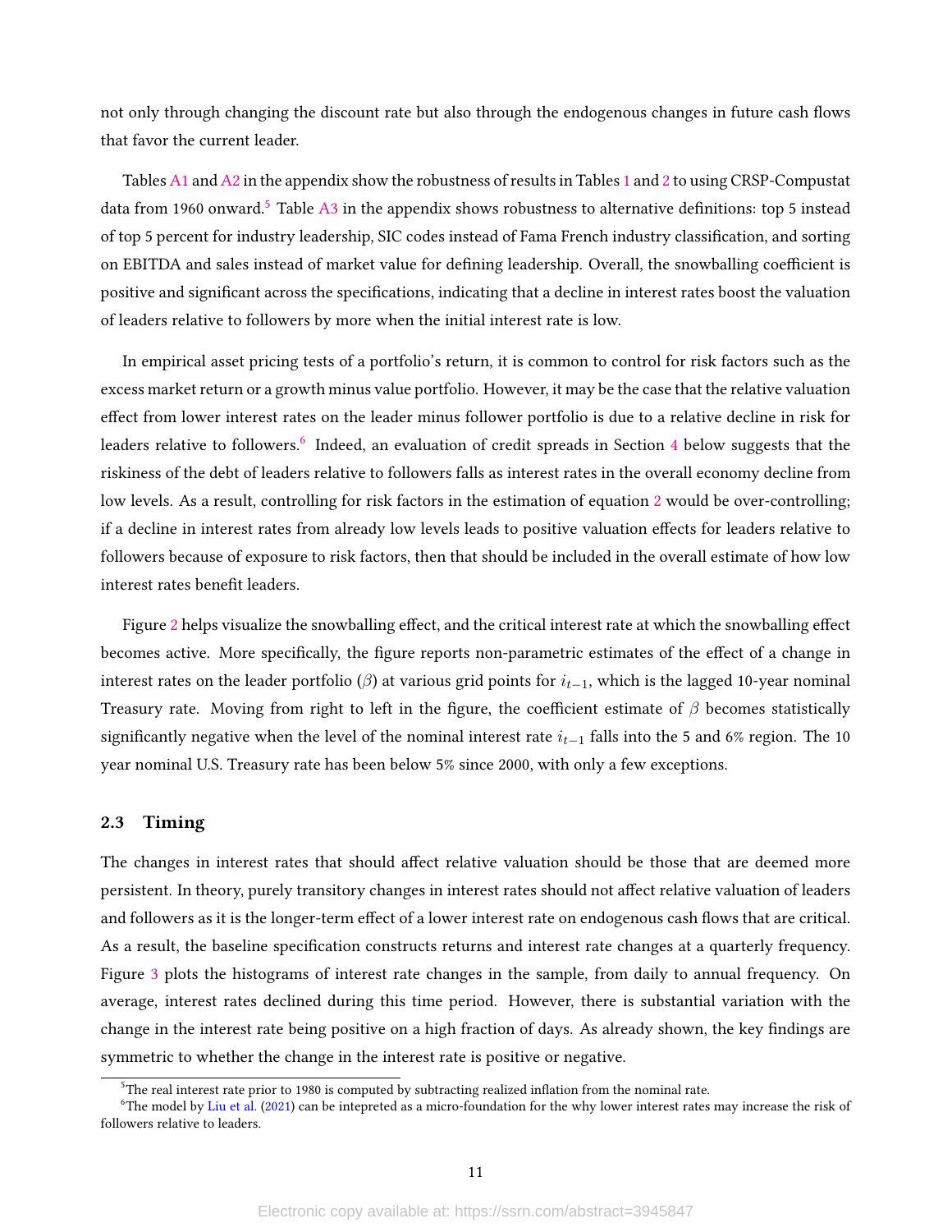not only through changing the discount rate but also through the endogenous changes in future cash flows that favor the current leader.

Tables A1 and A2 in the appendix show the robustness of results in Tables 1 and 2 to using CRSP-Compustat data from 1960 onward.[5] Table A3 in the appendix shows robustness to alternative definitions: top 5 instead of top 5 percent for industry leadership, SIC codes instead of Fama French industry classification, and sorting on EBITDA and sales instead of market value for defining leadership. Overall, the snowballing coefficient is positive and significant across the specifications, indicating that a decline in interest rates boost the valuation of leaders relative to followers by more when the initial interest rate is low.

In empirical asset pricing tests of a portfolio's return, it is common to control for risk factors such as the excess market return or a growth minus value portfolio. However, it may be the case that the relative valuation effect from lower interest rates on the leader minus follower portfolio is due to a relative decline in risk for leaders relative to followers.[6] Indeed, an evaluation of credit spreads in Section 4 below suggests that the riskiness of the debt of leaders relative to followers falls as interest rates in the overall economy decline from low levels. As a result, controlling for risk factors in the estimation of equation 2 would be over-controlling; if a decline in interest rates from already low levels leads to positive valuation effects for leaders relative to followers because of exposure to risk factors, then that should be included in the overall estimate of how low interest rates benefit leaders.

Figure 2 helps visualize the snowballing effect, and the critical interest rate at which the snowballing effect becomes active. More specifically, the figure reports non-parametric estimates of the effect of a change in interest rates on the leader portfolio ($\beta$) at various grid points for $i_{t-1}$, which is the lagged 10-year nominal Treasury rate. Moving from right to left in the figure, the coefficient estimate of $\beta$ becomes statistically significantly negative when the level of the nominal interest rate $i_{t-1}$ falls into the 5 and 6% region. The 10 year nominal U.S. Treasury rate has been below 5% since 2000, with only a few exceptions.

### 2.3 Timing

The changes in interest rates that should affect relative valuation should be those that are deemed more persistent. In theory, purely transitory changes in interest rates should not affect relative valuation of leaders and followers as it is the longer-term effect of a lower interest rate on endogenous cash flows that are critical. As a result, the baseline specification constructs returns and interest rate changes at a quarterly frequency. Figure 3 plots the histograms of interest rate changes in the sample, from daily to annual frequency. On average, interest rates declined during this time period. However, there is substantial variation with the change in the interest rate being positive on a high fraction of days. As already shown, the key findings are symmetric to whether the change in the interest rate is positive or negative.

[5] The real interest rate prior to 1980 is computed by subtracting realized inflation from the nominal rate.

[6] The model by Liu et al. (2021) can be intepreted as a micro-foundation for the why lower interest rates may increase the risk of followers relative to leaders.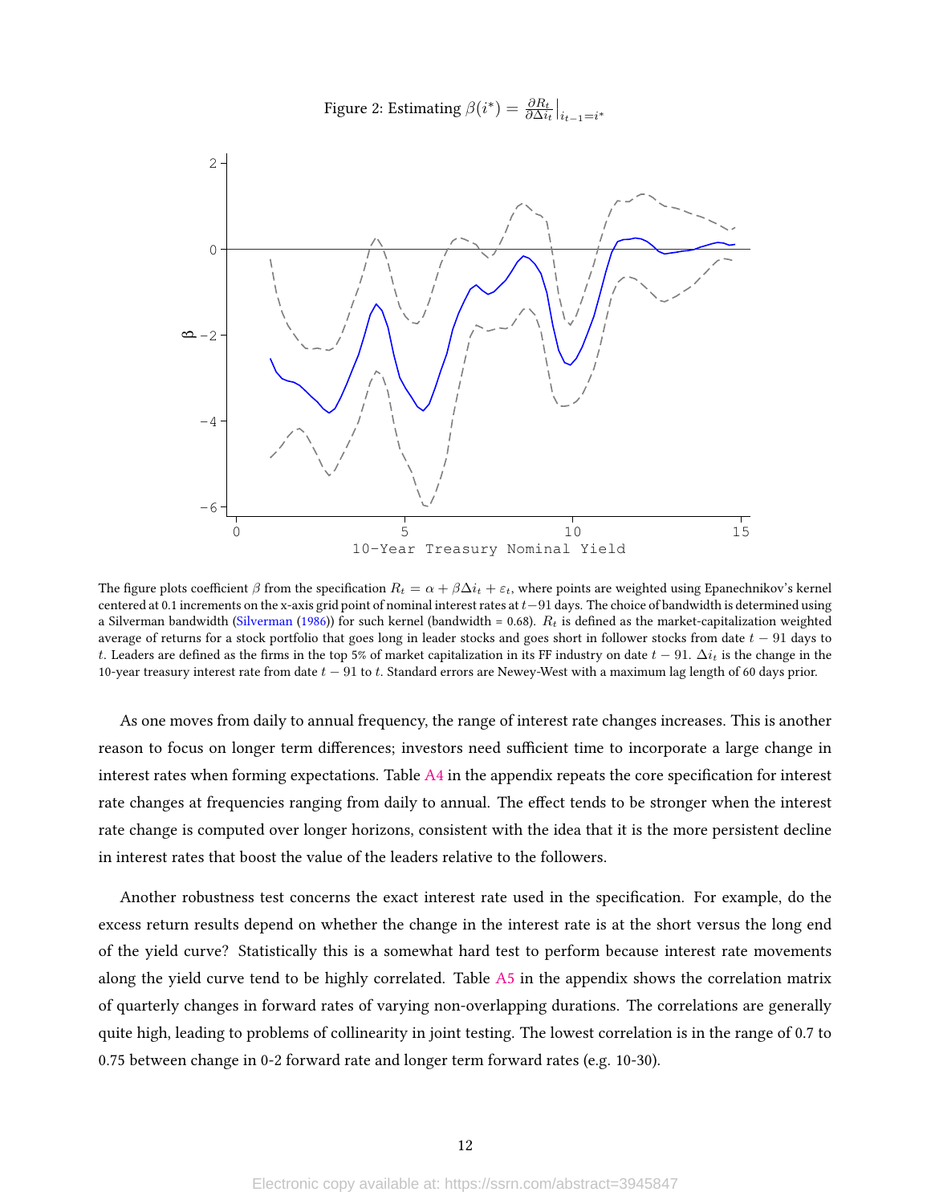Figure 2: Estimating $\beta(i^*) = \frac{\partial R_t}{\partial \Delta i_t}\Big|_{i_{t-1}=i^*}$

The figure plots coefficient $\beta$ from the specification $R_t = \alpha + \beta \Delta i_t + \varepsilon_t$, where points are weighted using Epanechnikov's kernel centered at 0.1 increments on the x-axis grid point of nominal interest rates at $t-91$ days. The choice of bandwidth is determined using a Silverman bandwidth (Silverman (1986)) for such kernel (bandwidth = 0.68). $R_t$ is defined as the market-capitalization weighted average of returns for a stock portfolio that goes long in leader stocks and goes short in follower stocks from date $t-91$ days to $t$. Leaders are defined as the firms in the top 5% of market capitalization in its FF industry on date $t-91$. $\Delta i_t$ is the change in the 10-year treasury interest rate from date $t-91$ to $t$. Standard errors are Newey-West with a maximum lag length of 60 days prior.

As one moves from daily to annual frequency, the range of interest rate changes increases. This is another reason to focus on longer term differences; investors need sufficient time to incorporate a large change in interest rates when forming expectations. Table A4 in the appendix repeats the core specification for interest rate changes at frequencies ranging from daily to annual. The effect tends to be stronger when the interest rate change is computed over longer horizons, consistent with the idea that it is the more persistent decline in interest rates that boost the value of the leaders relative to the followers.

Another robustness test concerns the exact interest rate used in the specification. For example, do the excess return results depend on whether the change in the interest rate is at the short versus the long end of the yield curve? Statistically this is a somewhat hard test to perform because interest rate movements along the yield curve tend to be highly correlated. Table A5 in the appendix shows the correlation matrix of quarterly changes in forward rates of varying non-overlapping durations. The correlations are generally quite high, leading to problems of collinearity in joint testing. The lowest correlation is in the range of 0.7 to 0.75 between change in 0-2 forward rate and longer term forward rates (e.g. 10-30).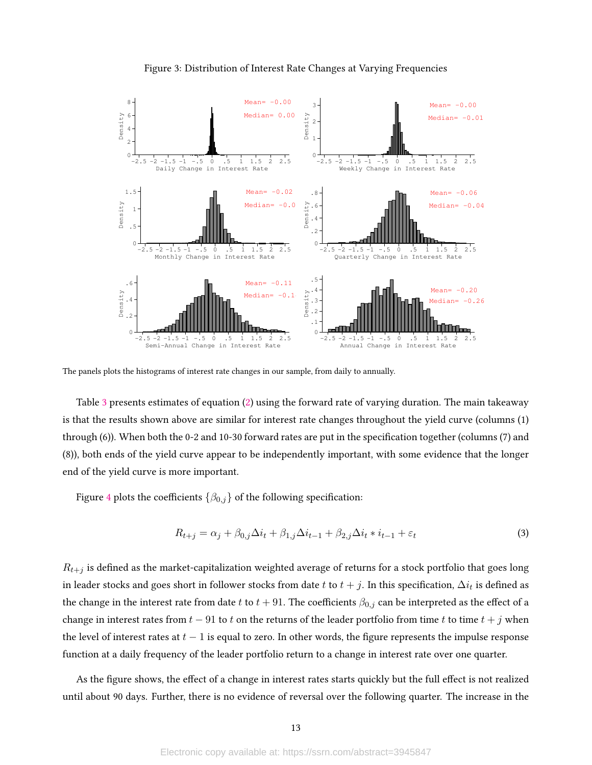Figure 3: Distribution of Interest Rate Changes at Varying Frequencies

The panels plots the histograms of interest rate changes in our sample, from daily to annually.

Table 3 presents estimates of equation (2) using the forward rate of varying duration. The main takeaway is that the results shown above are similar for interest rate changes throughout the yield curve (columns (1) through (6)). When both the 0-2 and 10-30 forward rates are put in the specification together (columns (7) and (8)), both ends of the yield curve appear to be independently important, with some evidence that the longer end of the yield curve is more important.

Figure 4 plots the coefficients $\{\beta_{0,j}\}$ of the following specification:

$$R_{t+j} = \alpha_j + \beta_{0,j}\Delta i_t + \beta_{1,j}\Delta i_{t-1} + \beta_{2,j}\Delta i_t * i_{t-1} + \varepsilon_t \tag{3}$$

$R_{t+j}$ is defined as the market-capitalization weighted average of returns for a stock portfolio that goes long in leader stocks and goes short in follower stocks from date $t$ to $t+j$. In this specification, $\Delta i_t$ is defined as the change in the interest rate from date $t$ to $t+91$. The coefficients $\beta_{0,j}$ can be interpreted as the effect of a change in interest rates from $t-91$ to $t$ on the returns of the leader portfolio from time $t$ to time $t+j$ when the level of interest rates at $t-1$ is equal to zero. In other words, the figure represents the impulse response function at a daily frequency of the leader portfolio return to a change in interest rate over one quarter.

As the figure shows, the effect of a change in interest rates starts quickly but the full effect is not realized until about 90 days. Further, there is no evidence of reversal over the following quarter. The increase in the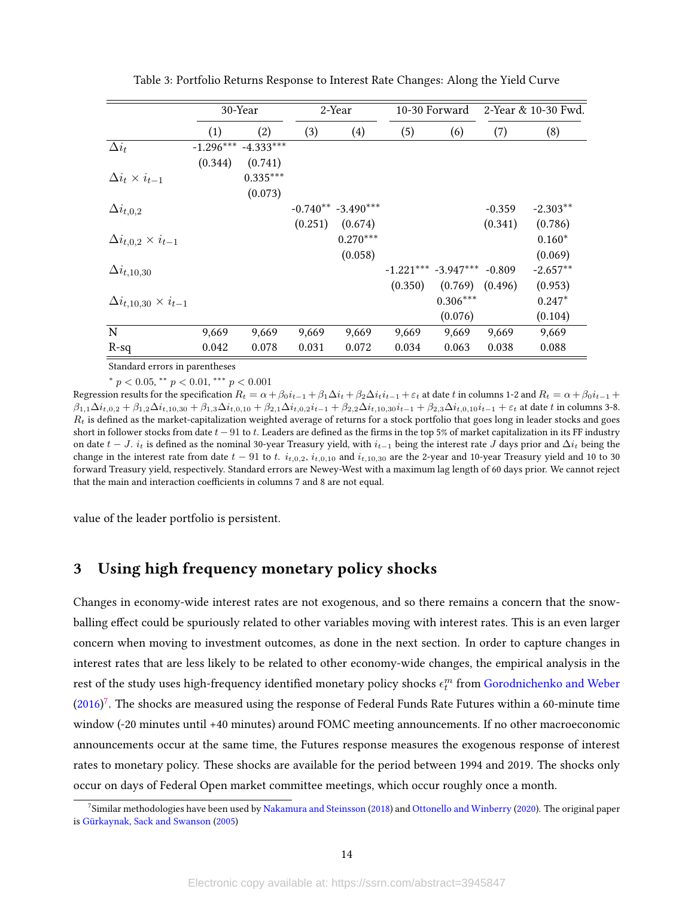Table 3: Portfolio Returns Response to Interest Rate Changes: Along the Yield Curve

| | 30-Year | | 2-Year | | 10-30 Forward | | 2-Year & 10-30 Fwd. | |
|---|---|---|---|---|---|---|---|---|
| | (1) | (2) | (3) | (4) | (5) | (6) | (7) | (8) |
| $\Delta i_t$ | -1.296*** | -4.333*** | | | | | | |
| | (0.344) | (0.741) | | | | | | |
| $\Delta i_t \times i_{t-1}$ | | 0.335*** | | | | | | |
| | | (0.073) | | | | | | |
| $\Delta i_{t,0,2}$ | | | -0.740** | -3.490*** | | | -0.359 | -2.303** |
| | | | (0.251) | (0.674) | | | (0.341) | (0.786) |
| $\Delta i_{t,0,2} \times i_{t-1}$ | | | | 0.270*** | | | | 0.160* |
| | | | | (0.058) | | | | (0.069) |
| $\Delta i_{t,10,30}$ | | | | | -1.221*** | -3.947*** | -0.809 | -2.657** |
| | | | | | (0.350) | (0.769) | (0.496) | (0.953) |
| $\Delta i_{t,10,30} \times i_{t-1}$ | | | | | | 0.306*** | | 0.247* |
| | | | | | | (0.076) | | (0.104) |
| N | 9,669 | 9,669 | 9,669 | 9,669 | 9,669 | 9,669 | 9,669 | 9,669 |
| R-sq | 0.042 | 0.078 | 0.031 | 0.072 | 0.034 | 0.063 | 0.038 | 0.088 |

Standard errors in parentheses

$^{*}$ $p < 0.05$, $^{**}$ $p < 0.01$, $^{***}$ $p < 0.001$

Regression results for the specification $R_t = \alpha + \beta_0 i_{t-1} + \beta_1 \Delta i_t + \beta_2 \Delta i_t i_{t-1} + \varepsilon_t$ at date $t$ in columns 1-2 and $R_t = \alpha + \beta_0 i_{t-1} + \beta_{1,1}\Delta i_{t,0,2} + \beta_{1,2}\Delta i_{t,10,30} + \beta_{1,3}\Delta i_{t,0,10} + \beta_{2,1}\Delta i_{t,0,2} i_{t-1} + \beta_{2,2}\Delta i_{t,10,30} i_{t-1} + \beta_{2,3}\Delta i_{t,0,10} i_{t-1} + \varepsilon_t$ at date $t$ in columns 3-8. $R_t$ is defined as the market-capitalization weighted average of returns for a stock portfolio that goes long in leader stocks and goes short in follower stocks from date $t-91$ to $t$. Leaders are defined as the firms in the top 5% of market capitalization in its FF industry on date $t-J$. $i_t$ is defined as the nominal 30-year Treasury yield, with $i_{t-1}$ being the interest rate $J$ days prior and $\Delta i_t$ being the change in the interest rate from date $t-91$ to $t$. $i_{t,0,2}$, $i_{t,0,10}$ and $i_{t,10,30}$ are the 2-year and 10-year Treasury yield and 10 to 30 forward Treasury yield, respectively. Standard errors are Newey-West with a maximum lag length of 60 days prior. We cannot reject that the main and interaction coefficients in columns 7 and 8 are not equal.

value of the leader portfolio is persistent.

## 3 Using high frequency monetary policy shocks

Changes in economy-wide interest rates are not exogenous, and so there remains a concern that the snowballing effect could be spuriously related to other variables moving with interest rates. This is an even larger concern when moving to investment outcomes, as done in the next section. In order to capture changes in interest rates that are less likely to be related to other economy-wide changes, the empirical analysis in the rest of the study uses high-frequency identified monetary policy shocks $\epsilon_t^m$ from Gorodnichenko and Weber (2016)[7]. The shocks are measured using the response of Federal Funds Rate Futures within a 60-minute time window (-20 minutes until +40 minutes) around FOMC meeting announcements. If no other macroeconomic announcements occur at the same time, the Futures response measures the exogenous response of interest rates to monetary policy. These shocks are available for the period between 1994 and 2019. The shocks only occur on days of Federal Open market committee meetings, which occur roughly once a month.

[7] Similar methodologies have been used by Nakamura and Steinsson (2018) and Ottonello and Winberry (2020). The original paper is Gürkaynak, Sack and Swanson (2005)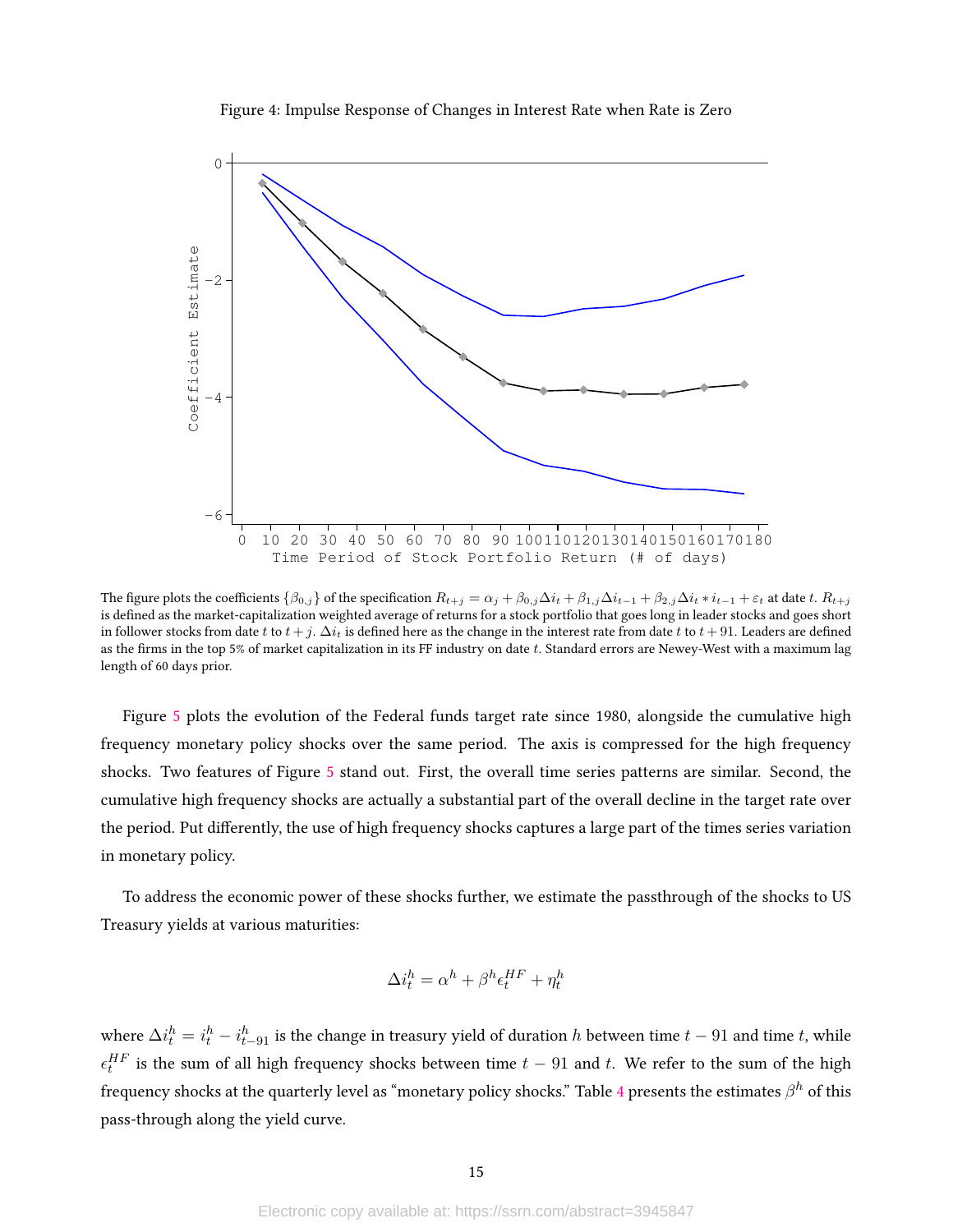Figure 4: Impulse Response of Changes in Interest Rate when Rate is Zero

The figure plots the coefficients $\{\beta_{0,j}\}$ of the specification $R_{t+j} = \alpha_j + \beta_{0,j}\Delta i_t + \beta_{1,j}\Delta i_{t-1} + \beta_{2,j}\Delta i_t * i_{t-1} + \varepsilon_t$ at date $t$. $R_{t+j}$ is defined as the market-capitalization weighted average of returns for a stock portfolio that goes long in leader stocks and goes short in follower stocks from date $t$ to $t+j$. $\Delta i_t$ is defined here as the change in the interest rate from date $t$ to $t+91$. Leaders are defined as the firms in the top 5% of market capitalization in its FF industry on date $t$. Standard errors are Newey-West with a maximum lag length of 60 days prior.

Figure 5 plots the evolution of the Federal funds target rate since 1980, alongside the cumulative high frequency monetary policy shocks over the same period. The axis is compressed for the high frequency shocks. Two features of Figure 5 stand out. First, the overall time series patterns are similar. Second, the cumulative high frequency shocks are actually a substantial part of the overall decline in the target rate over the period. Put differently, the use of high frequency shocks captures a large part of the times series variation in monetary policy.

To address the economic power of these shocks further, we estimate the passthrough of the shocks to US Treasury yields at various maturities:

$$\Delta i_t^h = \alpha^h + \beta^h \epsilon_t^{HF} + \eta_t^h$$

where $\Delta i_t^h = i_t^h - i_{t-91}^h$ is the change in treasury yield of duration $h$ between time $t-91$ and time $t$, while $\epsilon_t^{HF}$ is the sum of all high frequency shocks between time $t-91$ and $t$. We refer to the sum of the high frequency shocks at the quarterly level as "monetary policy shocks." Table 4 presents the estimates $\beta^h$ of this pass-through along the yield curve.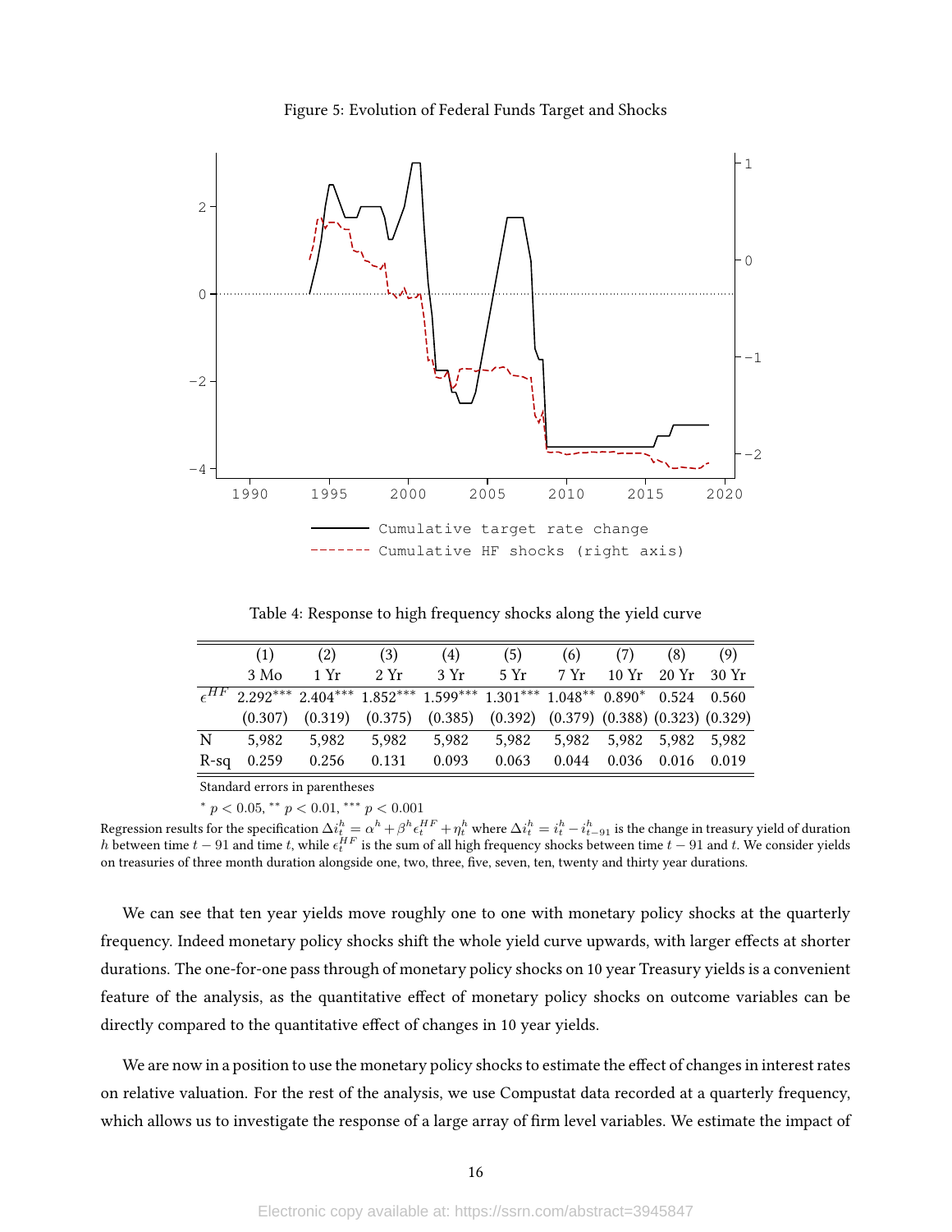Figure 5: Evolution of Federal Funds Target and Shocks

Table 4: Response to high frequency shocks along the yield curve

| | (1) | (2) | (3) | (4) | (5) | (6) | (7) | (8) | (9) |
|---|---|---|---|---|---|---|---|---|---|
| | 3 Mo | 1 Yr | 2 Yr | 3 Yr | 5 Yr | 7 Yr | 10 Yr | 20 Yr | 30 Yr |
| $\epsilon^{HF}$ | 2.292*** | 2.404*** | 1.852*** | 1.599*** | 1.301*** | 1.048** | 0.890* | 0.524 | 0.560 |
| | (0.307) | (0.319) | (0.375) | (0.385) | (0.392) | (0.379) | (0.388) | (0.323) | (0.329) |
| N | 5,982 | 5,982 | 5,982 | 5,982 | 5,982 | 5,982 | 5,982 | 5,982 | 5,982 |
| R-sq | 0.259 | 0.256 | 0.131 | 0.093 | 0.063 | 0.044 | 0.036 | 0.016 | 0.019 |

Standard errors in parentheses

* $p < 0.05$, ** $p < 0.01$, *** $p < 0.001$

Regression results for the specification $\Delta i_t^h = \alpha^h + \beta^h \epsilon_t^{HF} + \eta_t^h$ where $\Delta i_t^h = i_t^h - i_{t-91}^h$ is the change in treasury yield of duration $h$ between time $t-91$ and time $t$, while $\epsilon_t^{HF}$ is the sum of all high frequency shocks between time $t-91$ and $t$. We consider yields on treasuries of three month duration alongside one, two, three, five, seven, ten, twenty and thirty year durations.

We can see that ten year yields move roughly one to one with monetary policy shocks at the quarterly frequency. Indeed monetary policy shocks shift the whole yield curve upwards, with larger effects at shorter durations. The one-for-one pass through of monetary policy shocks on 10 year Treasury yields is a convenient feature of the analysis, as the quantitative effect of monetary policy shocks on outcome variables can be directly compared to the quantitative effect of changes in 10 year yields.

We are now in a position to use the monetary policy shocks to estimate the effect of changes in interest rates on relative valuation. For the rest of the analysis, we use Compustat data recorded at a quarterly frequency, which allows us to investigate the response of a large array of firm level variables. We estimate the impact of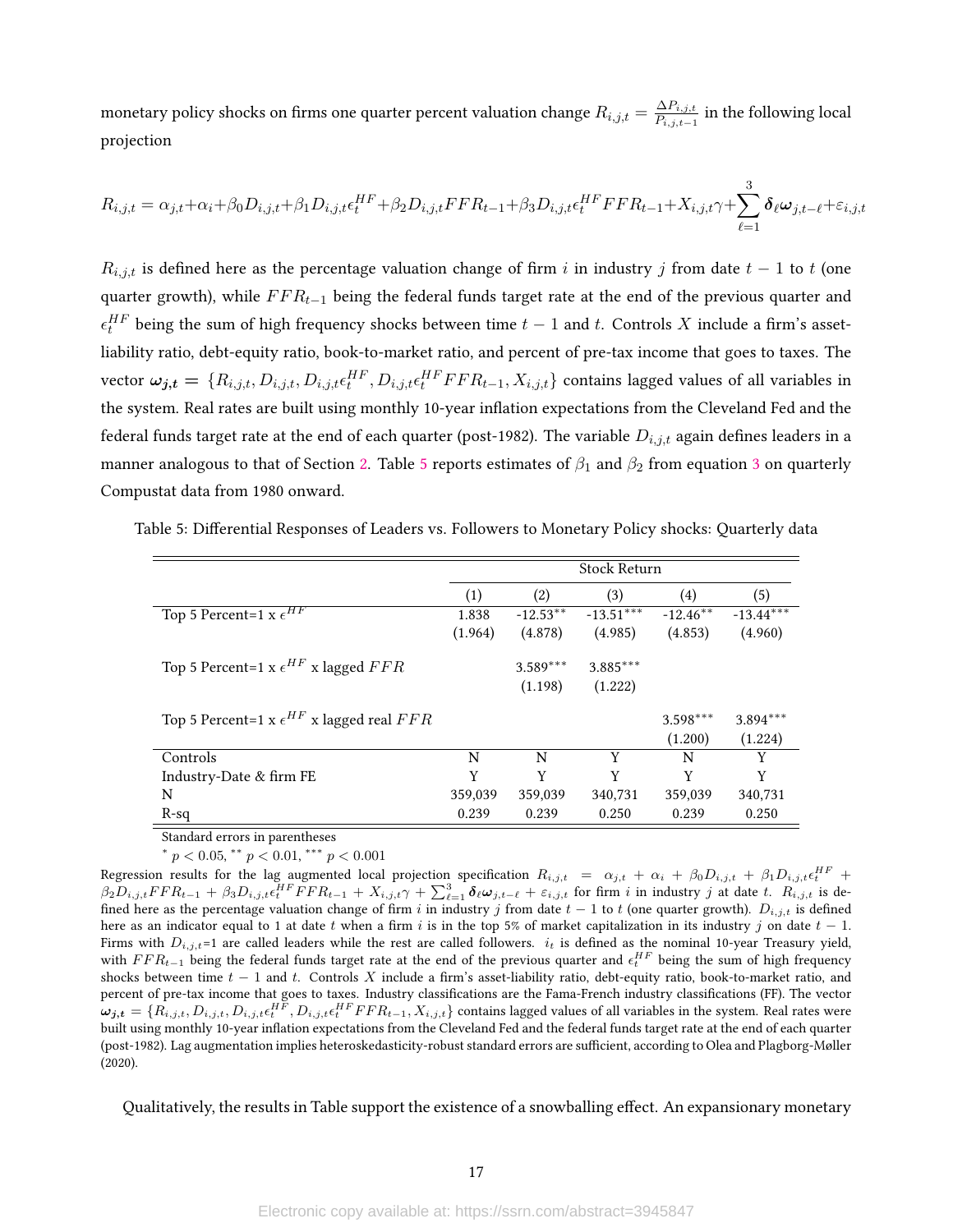monetary policy shocks on firms one quarter percent valuation change $R_{i,j,t} = \frac{\Delta P_{i,j,t}}{P_{i,j,t-1}}$ in the following local projection

$$R_{i,j,t} = \alpha_{j,t} + \alpha_i + \beta_0 D_{i,j,t} + \beta_1 D_{i,j,t}\epsilon_t^{HF} + \beta_2 D_{i,j,t} FFR_{t-1} + \beta_3 D_{i,j,t}\epsilon_t^{HF} FFR_{t-1} + X_{i,j,t}\gamma + \sum_{\ell=1}^{3} \boldsymbol{\delta}_\ell \boldsymbol{\omega}_{j,t-\ell} + \varepsilon_{i,j,t}$$

$R_{i,j,t}$ is defined here as the percentage valuation change of firm $i$ in industry $j$ from date $t-1$ to $t$ (one quarter growth), while $FFR_{t-1}$ being the federal funds target rate at the end of the previous quarter and $\epsilon_t^{HF}$ being the sum of high frequency shocks between time $t-1$ and $t$. Controls $X$ include a firm's asset-liability ratio, debt-equity ratio, book-to-market ratio, and percent of pre-tax income that goes to taxes. The vector $\boldsymbol{\omega_{j,t}} = \{R_{i,j,t}, D_{i,j,t}, D_{i,j,t}\epsilon_t^{HF}, D_{i,j,t}\epsilon_t^{HF} FFR_{t-1}, X_{i,j,t}\}$ contains lagged values of all variables in the system. Real rates are built using monthly 10-year inflation expectations from the Cleveland Fed and the federal funds target rate at the end of each quarter (post-1982). The variable $D_{i,j,t}$ again defines leaders in a manner analogous to that of Section 2. Table 5 reports estimates of $\beta_1$ and $\beta_2$ from equation 3 on quarterly Compustat data from 1980 onward.

Table 5: Differential Responses of Leaders vs. Followers to Monetary Policy shocks: Quarterly data

| | Stock Return | | | | |
|---|---|---|---|---|---|
| | (1) | (2) | (3) | (4) | (5) |
| Top 5 Percent=1 x $\epsilon^{HF}$ | 1.838 | -12.53** | -13.51*** | -12.46** | -13.44*** |
| | (1.964) | (4.878) | (4.985) | (4.853) | (4.960) |
| Top 5 Percent=1 x $\epsilon^{HF}$ x lagged $FFR$ | | 3.589*** | 3.885*** | | |
| | | (1.198) | (1.222) | | |
| Top 5 Percent=1 x $\epsilon^{HF}$ x lagged real $FFR$ | | | | 3.598*** | 3.894*** |
| | | | | (1.200) | (1.224) |
| Controls | N | N | Y | N | Y |
| Industry-Date & firm FE | Y | Y | Y | Y | Y |
| N | 359,039 | 359,039 | 340,731 | 359,039 | 340,731 |
| R-sq | 0.239 | 0.239 | 0.250 | 0.239 | 0.250 |

Standard errors in parentheses

* $p < 0.05$, ** $p < 0.01$, *** $p < 0.001$

Regression results for the lag augmented local projection specification $R_{i,j,t} = \alpha_{j,t} + \alpha_i + \beta_0 D_{i,j,t} + \beta_1 D_{i,j,t}\epsilon_t^{HF} + \beta_2 D_{i,j,t} FFR_{t-1} + \beta_3 D_{i,j,t}\epsilon_t^{HF} FFR_{t-1} + X_{i,j,t}\gamma + \sum_{\ell=1}^{3} \boldsymbol{\delta}_\ell \boldsymbol{\omega}_{j,t-\ell} + \varepsilon_{i,j,t}$ for firm $i$ in industry $j$ at date $t$. $R_{i,j,t}$ is defined here as the percentage valuation change of firm $i$ in industry $j$ from date $t-1$ to $t$ (one quarter growth). $D_{i,j,t}$ is defined here as an indicator equal to 1 at date $t$ when a firm $i$ is in the top 5% of market capitalization in its industry $j$ on date $t-1$. Firms with $D_{i,j,t}$=1 are called leaders while the rest are called followers. $i_t$ is defined as the nominal 10-year Treasury yield, with $FFR_{t-1}$ being the federal funds target rate at the end of the previous quarter and $\epsilon_t^{HF}$ being the sum of high frequency shocks between time $t-1$ and $t$. Controls $X$ include a firm's asset-liability ratio, debt-equity ratio, book-to-market ratio, and percent of pre-tax income that goes to taxes. Industry classifications are the Fama-French industry classifications (FF). The vector $\boldsymbol{\omega_{j,t}} = \{R_{i,j,t}, D_{i,j,t}, D_{i,j,t}\epsilon_t^{HF}, D_{i,j,t}\epsilon_t^{HF} FFR_{t-1}, X_{i,j,t}\}$ contains lagged values of all variables in the system. Real rates were built using monthly 10-year inflation expectations from the Cleveland Fed and the federal funds target rate at the end of each quarter (post-1982). Lag augmentation implies heteroskedasticity-robust standard errors are sufficient, according to Olea and Plagborg-Møller (2020).

Qualitatively, the results in Table support the existence of a snowballing effect. An expansionary monetary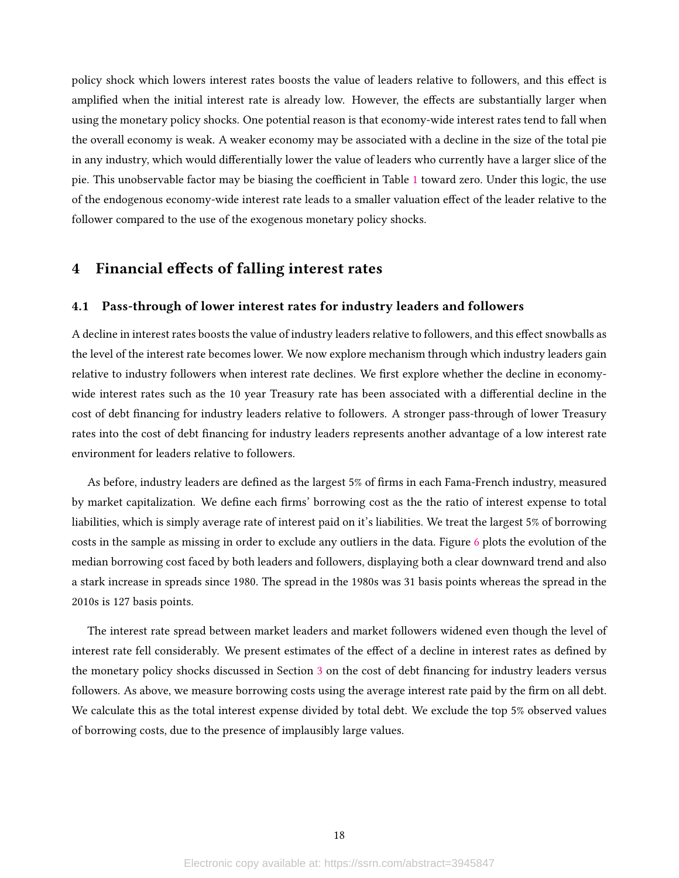policy shock which lowers interest rates boosts the value of leaders relative to followers, and this effect is amplified when the initial interest rate is already low. However, the effects are substantially larger when using the monetary policy shocks. One potential reason is that economy-wide interest rates tend to fall when the overall economy is weak. A weaker economy may be associated with a decline in the size of the total pie in any industry, which would differentially lower the value of leaders who currently have a larger slice of the pie. This unobservable factor may be biasing the coefficient in Table 1 toward zero. Under this logic, the use of the endogenous economy-wide interest rate leads to a smaller valuation effect of the leader relative to the follower compared to the use of the exogenous monetary policy shocks.

# 4 Financial effects of falling interest rates

## 4.1 Pass-through of lower interest rates for industry leaders and followers

A decline in interest rates boosts the value of industry leaders relative to followers, and this effect snowballs as the level of the interest rate becomes lower. We now explore mechanism through which industry leaders gain relative to industry followers when interest rate declines. We first explore whether the decline in economy-wide interest rates such as the 10 year Treasury rate has been associated with a differential decline in the cost of debt financing for industry leaders relative to followers. A stronger pass-through of lower Treasury rates into the cost of debt financing for industry leaders represents another advantage of a low interest rate environment for leaders relative to followers.

As before, industry leaders are defined as the largest 5% of firms in each Fama-French industry, measured by market capitalization. We define each firms' borrowing cost as the the ratio of interest expense to total liabilities, which is simply average rate of interest paid on it's liabilities. We treat the largest 5% of borrowing costs in the sample as missing in order to exclude any outliers in the data. Figure 6 plots the evolution of the median borrowing cost faced by both leaders and followers, displaying both a clear downward trend and also a stark increase in spreads since 1980. The spread in the 1980s was 31 basis points whereas the spread in the 2010s is 127 basis points.

The interest rate spread between market leaders and market followers widened even though the level of interest rate fell considerably. We present estimates of the effect of a decline in interest rates as defined by the monetary policy shocks discussed in Section 3 on the cost of debt financing for industry leaders versus followers. As above, we measure borrowing costs using the average interest rate paid by the firm on all debt. We calculate this as the total interest expense divided by total debt. We exclude the top 5% observed values of borrowing costs, due to the presence of implausibly large values.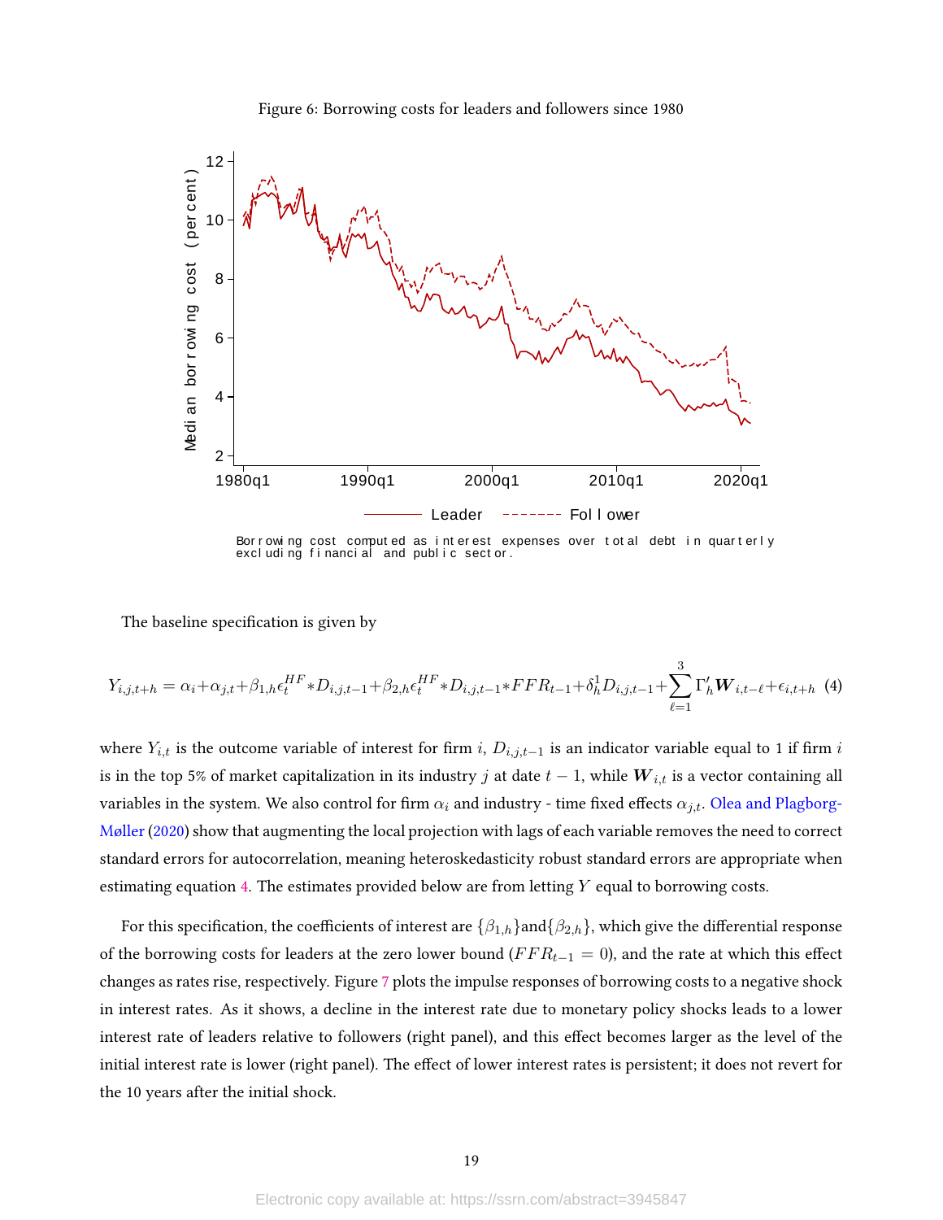Figure 6: Borrowing costs for leaders and followers since 1980

Borrowing cost computed as interest expenses over total debt in quarterly excluding financial and public sector.

The baseline specification is given by

$$Y_{i,j,t+h} = \alpha_i + \alpha_{j,t} + \beta_{1,h}\epsilon_t^{HF} * D_{i,j,t-1} + \beta_{2,h}\epsilon_t^{HF} * D_{i,j,t-1} * FFR_{t-1} + \delta_h^1 D_{i,j,t-1} + \sum_{\ell=1}^{3} \Gamma_h' \boldsymbol{W}_{i,t-\ell} + \epsilon_{i,t+h} \quad (4)$$

where $Y_{i,t}$ is the outcome variable of interest for firm $i$, $D_{i,j,t-1}$ is an indicator variable equal to 1 if firm $i$ is in the top 5% of market capitalization in its industry $j$ at date $t-1$, while $\boldsymbol{W}_{i,t}$ is a vector containing all variables in the system. We also control for firm $\alpha_i$ and industry - time fixed effects $\alpha_{j,t}$. Olea and Plagborg-Møller (2020) show that augmenting the local projection with lags of each variable removes the need to correct standard errors for autocorrelation, meaning heteroskedasticity robust standard errors are appropriate when estimating equation 4. The estimates provided below are from letting $Y$ equal to borrowing costs.

For this specification, the coefficients of interest are $\{\beta_{1,h}\}$and$\{\beta_{2,h}\}$, which give the differential response of the borrowing costs for leaders at the zero lower bound ($FFR_{t-1} = 0$), and the rate at which this effect changes as rates rise, respectively. Figure 7 plots the impulse responses of borrowing costs to a negative shock in interest rates. As it shows, a decline in the interest rate due to monetary policy shocks leads to a lower interest rate of leaders relative to followers (right panel), and this effect becomes larger as the level of the initial interest rate is lower (right panel). The effect of lower interest rates is persistent; it does not revert for the 10 years after the initial shock.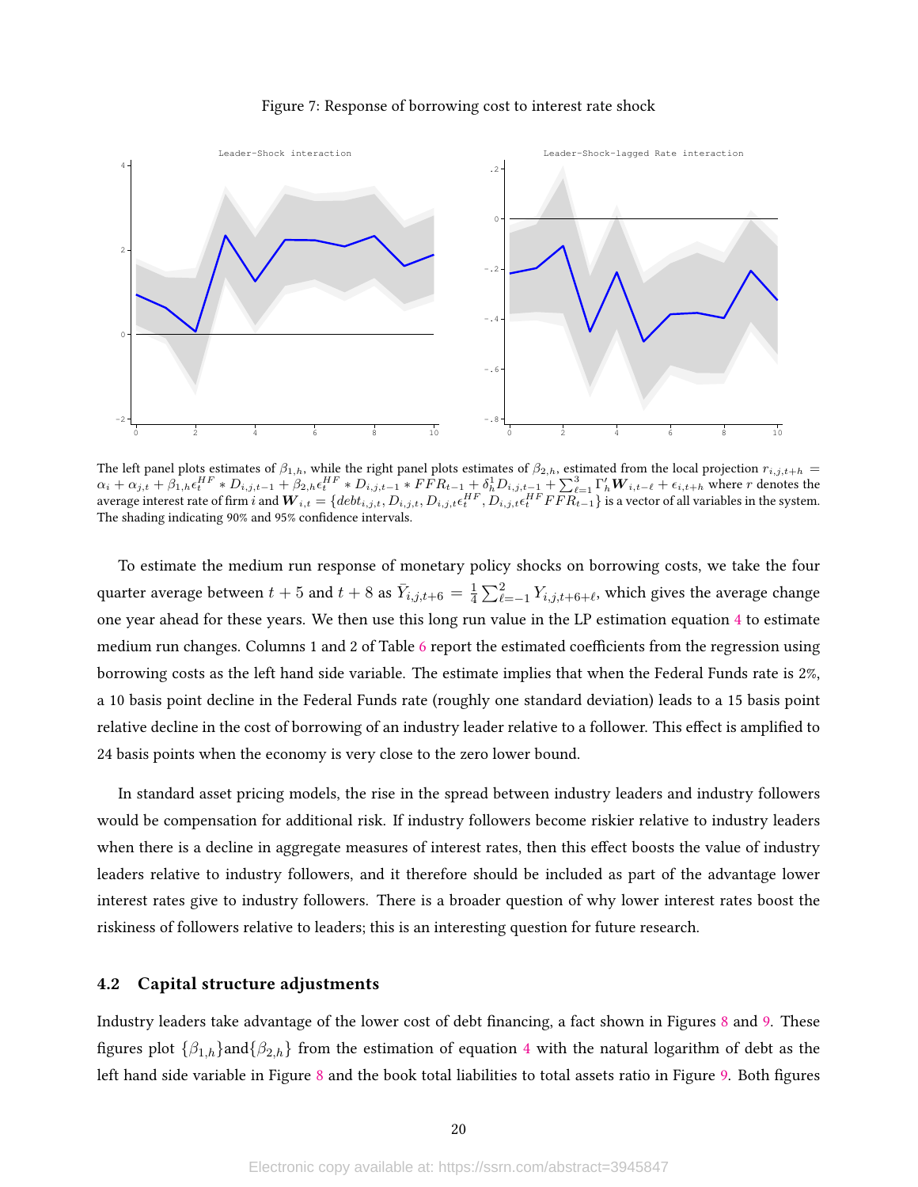Figure 7: Response of borrowing cost to interest rate shock

The left panel plots estimates of $\beta_{1,h}$, while the right panel plots estimates of $\beta_{2,h}$, estimated from the local projection $r_{i,j,t+h} = \alpha_i + \alpha_{j,t} + \beta_{1,h}\epsilon_t^{HF} * D_{i,j,t-1} + \beta_{2,h}\epsilon_t^{HF} * D_{i,j,t-1} * FFR_{t-1} + \delta_h^1 D_{i,j,t-1} + \sum_{\ell=1}^{3}\Gamma_h' \boldsymbol{W}_{i,t-\ell} + \epsilon_{i,t+h}$ where $r$ denotes the average interest rate of firm $i$ and $\boldsymbol{W}_{i,t} = \{debt_{i,j,t}, D_{i,j,t}, D_{i,j,t}\epsilon_t^{HF}, D_{i,j,t}\epsilon_t^{HF}FFR_{t-1}\}$ is a vector of all variables in the system. The shading indicating 90% and 95% confidence intervals.

To estimate the medium run response of monetary policy shocks on borrowing costs, we take the four quarter average between $t+5$ and $t+8$ as $\bar{Y}_{i,j,t+6} = \frac{1}{4}\sum_{\ell=-1}^{2} Y_{i,j,t+6+\ell}$, which gives the average change one year ahead for these years. We then use this long run value in the LP estimation equation 4 to estimate medium run changes. Columns 1 and 2 of Table 6 report the estimated coefficients from the regression using borrowing costs as the left hand side variable. The estimate implies that when the Federal Funds rate is 2%, a 10 basis point decline in the Federal Funds rate (roughly one standard deviation) leads to a 15 basis point relative decline in the cost of borrowing of an industry leader relative to a follower. This effect is amplified to 24 basis points when the economy is very close to the zero lower bound.

In standard asset pricing models, the rise in the spread between industry leaders and industry followers would be compensation for additional risk. If industry followers become riskier relative to industry leaders when there is a decline in aggregate measures of interest rates, then this effect boosts the value of industry leaders relative to industry followers, and it therefore should be included as part of the advantage lower interest rates give to industry followers. There is a broader question of why lower interest rates boost the riskiness of followers relative to leaders; this is an interesting question for future research.

## 4.2 Capital structure adjustments

Industry leaders take advantage of the lower cost of debt financing, a fact shown in Figures 8 and 9. These figures plot $\{\beta_{1,h}\}$and$\{\beta_{2,h}\}$ from the estimation of equation 4 with the natural logarithm of debt as the left hand side variable in Figure 8 and the book total liabilities to total assets ratio in Figure 9. Both figures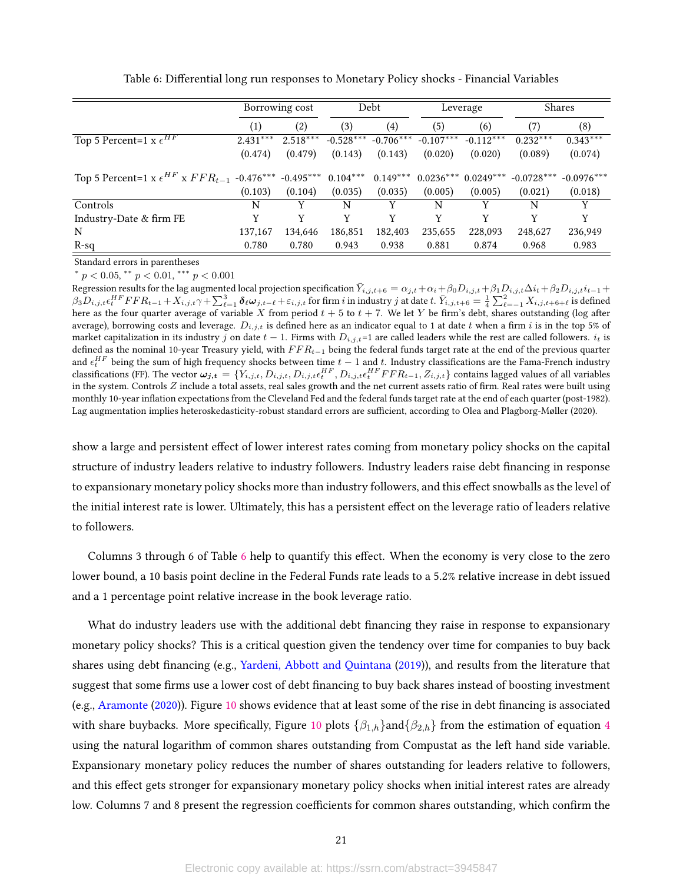Table 6: Differential long run responses to Monetary Policy shocks - Financial Variables

| | Borrowing cost | | Debt | | Leverage | | Shares | |
|---|---|---|---|---|---|---|---|---|
| | (1) | (2) | (3) | (4) | (5) | (6) | (7) | (8) |
| Top 5 Percent=1 x $\epsilon^{HF}$ | 2.431*** | 2.518*** | -0.528*** | -0.706*** | -0.107*** | -0.112*** | 0.232*** | 0.343*** |
| | (0.474) | (0.479) | (0.143) | (0.143) | (0.020) | (0.020) | (0.089) | (0.074) |
| Top 5 Percent=1 x $\epsilon^{HF}$ x $FFR_{t-1}$ | -0.476*** | -0.495*** | 0.104*** | 0.149*** | 0.0236*** | 0.0249*** | -0.0728*** | -0.0976*** |
| | (0.103) | (0.104) | (0.035) | (0.035) | (0.005) | (0.005) | (0.021) | (0.018) |
| Controls | N | Y | N | Y | N | Y | N | Y |
| Industry-Date & firm FE | Y | Y | Y | Y | Y | Y | Y | Y |
| N | 137,167 | 134,646 | 186,851 | 182,403 | 235,655 | 228,093 | 248,627 | 236,949 |
| R-sq | 0.780 | 0.780 | 0.943 | 0.938 | 0.881 | 0.874 | 0.968 | 0.983 |

Standard errors in parentheses

* $p < 0.05$, ** $p < 0.01$, *** $p < 0.001$

Regression results for the lag augmented local projection specification $\bar{Y}_{i,j,t+6} = \alpha_{j,t} + \alpha_i + \beta_0 D_{i,j,t} + \beta_1 D_{i,j,t}\Delta i_t + \beta_2 D_{i,j,t} i_{t-1} + \beta_3 D_{i,j,t}\epsilon_t^{HF} FFR_{t-1} + X_{i,j,t}\gamma + \sum_{\ell=1}^{3} \boldsymbol{\delta}_\ell \boldsymbol{\omega}_{j,t-\ell} + \varepsilon_{i,j,t}$ for firm $i$ in industry $j$ at date $t$. $\bar{Y}_{i,j,t+6} = \frac{1}{4}\sum_{\ell=-1}^{2} X_{i,j,t+6+\ell}$ is defined here as the four quarter average of variable $X$ from period $t+5$ to $t+7$. We let $Y$ be firm's debt, shares outstanding (log after average), borrowing costs and leverage. $D_{i,j,t}$ is defined here as an indicator equal to 1 at date $t$ when a firm $i$ is in the top 5% of market capitalization in its industry $j$ on date $t-1$. Firms with $D_{i,j,t}$=1 are called leaders while the rest are called followers. $i_t$ is defined as the nominal 10-year Treasury yield, with $FFR_{t-1}$ being the federal funds target rate at the end of the previous quarter and $\epsilon_t^{HF}$ being the sum of high frequency shocks between time $t-1$ and $t$. Industry classifications are the Fama-French industry classifications (FF). The vector $\boldsymbol{\omega_{j,t}} = \{Y_{i,j,t}, D_{i,j,t}, D_{i,j,t}\epsilon_t^{HF}, D_{i,j,t}\epsilon_t^{HF} FFR_{t-1}, Z_{i,j,t}\}$ contains lagged values of all variables in the system. Controls $Z$ include a total assets, real sales growth and the net current assets ratio of firm. Real rates were built using monthly 10-year inflation expectations from the Cleveland Fed and the federal funds target rate at the end of each quarter (post-1982). Lag augmentation implies heteroskedasticity-robust standard errors are sufficient, according to Olea and Plagborg-Møller (2020).

show a large and persistent effect of lower interest rates coming from monetary policy shocks on the capital structure of industry leaders relative to industry followers. Industry leaders raise debt financing in response to expansionary monetary policy shocks more than industry followers, and this effect snowballs as the level of the initial interest rate is lower. Ultimately, this has a persistent effect on the leverage ratio of leaders relative to followers.

Columns 3 through 6 of Table 6 help to quantify this effect. When the economy is very close to the zero lower bound, a 10 basis point decline in the Federal Funds rate leads to a 5.2% relative increase in debt issued and a 1 percentage point relative increase in the book leverage ratio.

What do industry leaders use with the additional debt financing they raise in response to expansionary monetary policy shocks? This is a critical question given the tendency over time for companies to buy back shares using debt financing (e.g., Yardeni, Abbott and Quintana (2019)), and results from the literature that suggest that some firms use a lower cost of debt financing to buy back shares instead of boosting investment (e.g., Aramonte (2020)). Figure 10 shows evidence that at least some of the rise in debt financing is associated with share buybacks. More specifically, Figure 10 plots $\{\beta_{1,h}\}$and$\{\beta_{2,h}\}$ from the estimation of equation 4 using the natural logarithm of common shares outstanding from Compustat as the left hand side variable. Expansionary monetary policy reduces the number of shares outstanding for leaders relative to followers, and this effect gets stronger for expansionary monetary policy shocks when initial interest rates are already low. Columns 7 and 8 present the regression coefficients for common shares outstanding, which confirm the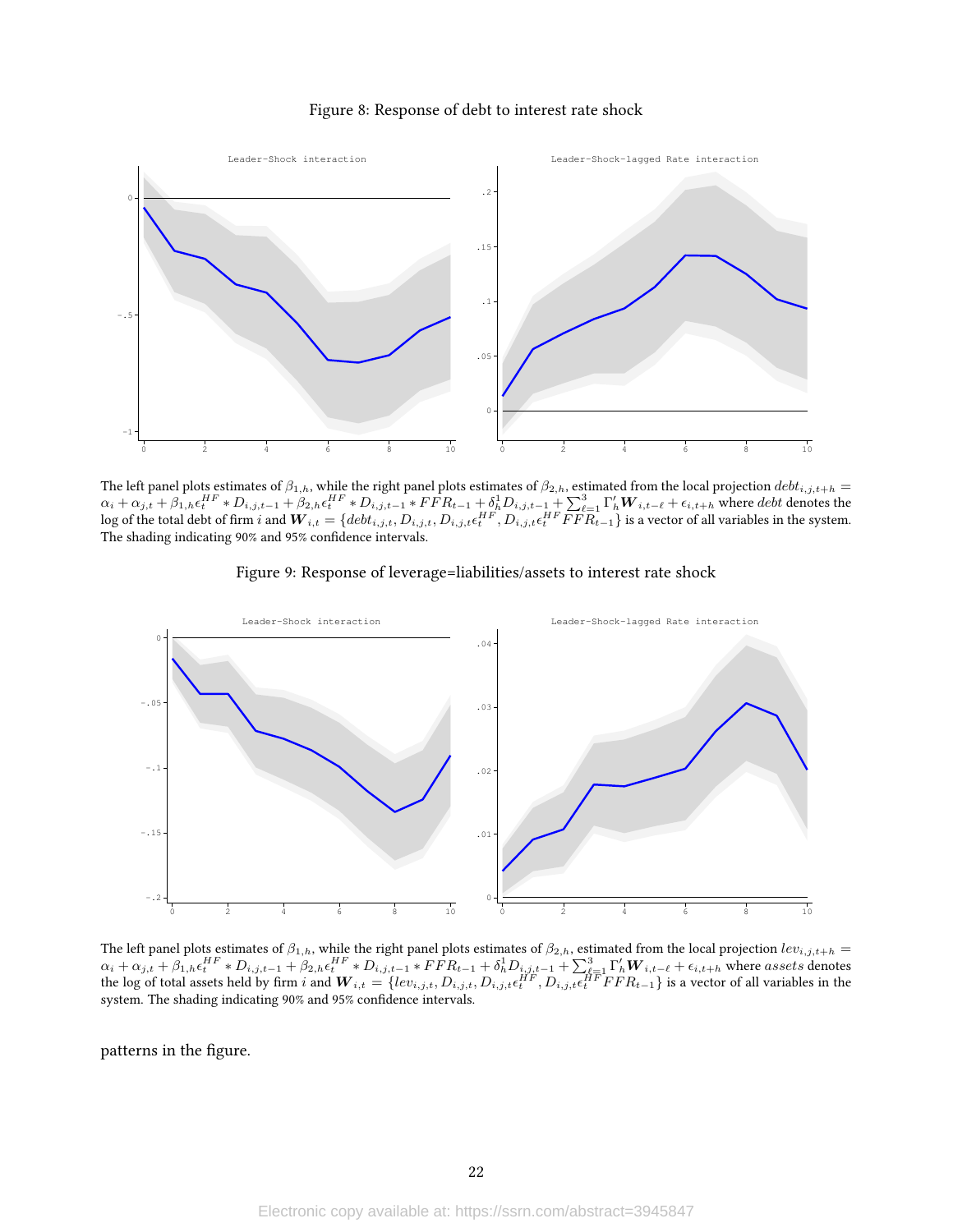Figure 8: Response of debt to interest rate shock

The left panel plots estimates of $\beta_{1,h}$, while the right panel plots estimates of $\beta_{2,h}$, estimated from the local projection $debt_{i,j,t+h} = \alpha_i + \alpha_{j,t} + \beta_{1,h}\epsilon_t^{HF} * D_{i,j,t-1} + \beta_{2,h}\epsilon_t^{HF} * D_{i,j,t-1} * FFR_{t-1} + \delta_h^1 D_{i,j,t-1} + \sum_{\ell=1}^{3}\Gamma_h' \boldsymbol{W}_{i,t-\ell} + \epsilon_{i,t+h}$ where $debt$ denotes the log of the total debt of firm $i$ and $\boldsymbol{W}_{i,t} = \{debt_{i,j,t}, D_{i,j,t}, D_{i,j,t}\epsilon_t^{HF}, D_{i,j,t}\epsilon_t^{HF} FFR_{t-1}\}$ is a vector of all variables in the system. The shading indicating 90% and 95% confidence intervals.

Figure 9: Response of leverage=liabilities/assets to interest rate shock

The left panel plots estimates of $\beta_{1,h}$, while the right panel plots estimates of $\beta_{2,h}$, estimated from the local projection $lev_{i,j,t+h} = \alpha_i + \alpha_{j,t} + \beta_{1,h}\epsilon_t^{HF} * D_{i,j,t-1} + \beta_{2,h}\epsilon_t^{HF} * D_{i,j,t-1} * FFR_{t-1} + \delta_h^1 D_{i,j,t-1} + \sum_{\ell=1}^{3}\Gamma_h' \boldsymbol{W}_{i,t-\ell} + \epsilon_{i,t+h}$ where $assets$ denotes the log of total assets held by firm $i$ and $\boldsymbol{W}_{i,t} = \{lev_{i,j,t}, D_{i,j,t}, D_{i,j,t}\epsilon_t^{HF}, D_{i,j,t}\epsilon_t^{HF} FFR_{t-1}\}$ is a vector of all variables in the system. The shading indicating 90% and 95% confidence intervals.

patterns in the figure.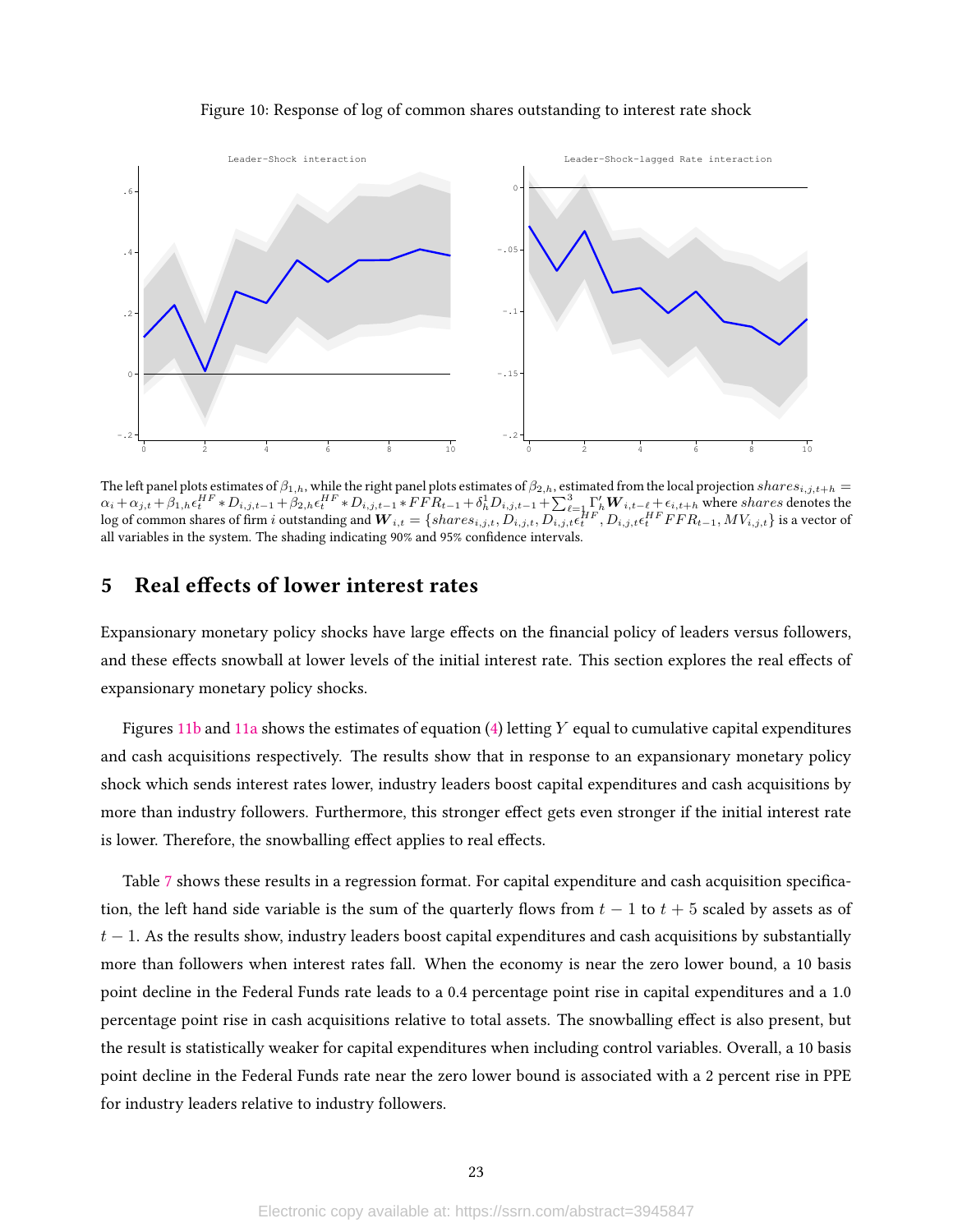Figure 10: Response of log of common shares outstanding to interest rate shock

The left panel plots estimates of $\beta_{1,h}$, while the right panel plots estimates of $\beta_{2,h}$, estimated from the local projection $shares_{i,j,t+h} = \alpha_i + \alpha_{j,t} + \beta_{1,h}\epsilon_t^{HF} * D_{i,j,t-1} + \beta_{2,h}\epsilon_t^{HF} * D_{i,j,t-1} * FFR_{t-1} + \delta_h^1 D_{i,j,t-1} + \sum_{\ell=1}^{3} \Gamma_h' \boldsymbol{W}_{i,t-\ell} + \epsilon_{i,t+h}$ where $shares$ denotes the log of common shares of firm $i$ outstanding and $\boldsymbol{W}_{i,t} = \{shares_{i,j,t}, D_{i,j,t}, D_{i,j,t}\epsilon_t^{HF}, D_{i,j,t}\epsilon_t^{HF} FFR_{t-1}, MV_{i,j,t}\}$ is a vector of all variables in the system. The shading indicating 90% and 95% confidence intervals.

## 5 Real effects of lower interest rates

Expansionary monetary policy shocks have large effects on the financial policy of leaders versus followers, and these effects snowball at lower levels of the initial interest rate. This section explores the real effects of expansionary monetary policy shocks.

Figures 11b and 11a shows the estimates of equation (4) letting $Y$ equal to cumulative capital expenditures and cash acquisitions respectively. The results show that in response to an expansionary monetary policy shock which sends interest rates lower, industry leaders boost capital expenditures and cash acquisitions by more than industry followers. Furthermore, this stronger effect gets even stronger if the initial interest rate is lower. Therefore, the snowballing effect applies to real effects.

Table 7 shows these results in a regression format. For capital expenditure and cash acquisition specification, the left hand side variable is the sum of the quarterly flows from $t-1$ to $t+5$ scaled by assets as of $t-1$. As the results show, industry leaders boost capital expenditures and cash acquisitions by substantially more than followers when interest rates fall. When the economy is near the zero lower bound, a 10 basis point decline in the Federal Funds rate leads to a 0.4 percentage point rise in capital expenditures and a 1.0 percentage point rise in cash acquisitions relative to total assets. The snowballing effect is also present, but the result is statistically weaker for capital expenditures when including control variables. Overall, a 10 basis point decline in the Federal Funds rate near the zero lower bound is associated with a 2 percent rise in PPE for industry leaders relative to industry followers.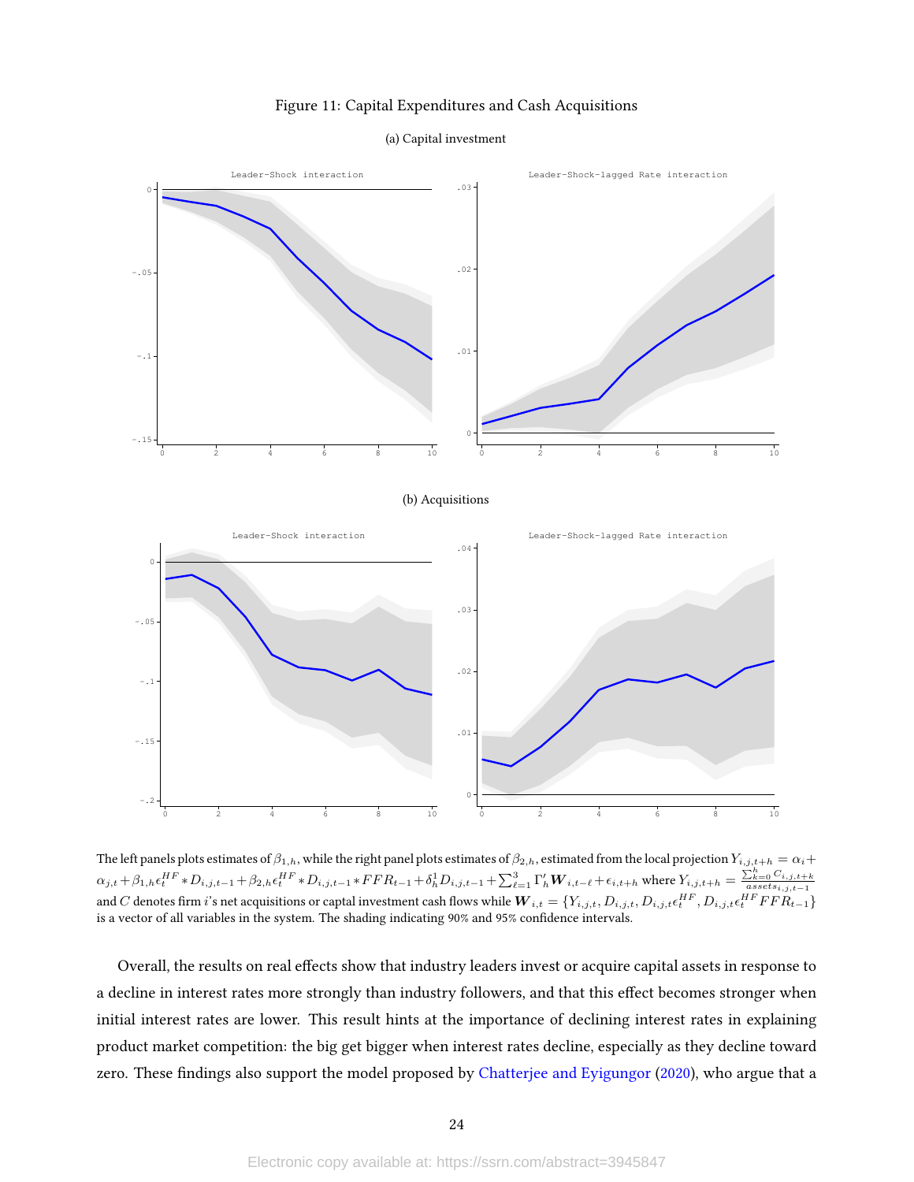Figure 11: Capital Expenditures and Cash Acquisitions

(a) Capital investment

(b) Acquisitions

The left panels plots estimates of $\beta_{1,h}$, while the right panel plots estimates of $\beta_{2,h}$, estimated from the local projection $Y_{i,j,t+h} = \alpha_i + \alpha_{j,t} + \beta_{1,h}\epsilon_t^{HF} * D_{i,j,t-1} + \beta_{2,h}\epsilon_t^{HF} * D_{i,j,t-1} * FFR_{t-1} + \delta_h^1 D_{i,j,t-1} + \sum_{\ell=1}^{3} \Gamma_h' \boldsymbol{W}_{i,t-\ell} + \epsilon_{i,t+h}$ where $Y_{i,j,t+h} = \frac{\sum_{k=0}^{h} C_{i,j,t+k}}{assets_{i,j,t-1}}$ and $C$ denotes firm $i$'s net acquisitions or captal investment cash flows while $\boldsymbol{W}_{i,t} = \{Y_{i,j,t}, D_{i,j,t}, D_{i,j,t}\epsilon_t^{HF}, D_{i,j,t}\epsilon_t^{HF} FFR_{t-1}\}$ is a vector of all variables in the system. The shading indicating 90% and 95% confidence intervals.

Overall, the results on real effects show that industry leaders invest or acquire capital assets in response to a decline in interest rates more strongly than industry followers, and that this effect becomes stronger when initial interest rates are lower. This result hints at the importance of declining interest rates in explaining product market competition: the big get bigger when interest rates decline, especially as they decline toward zero. These findings also support the model proposed by Chatterjee and Eyigungor (2020), who argue that a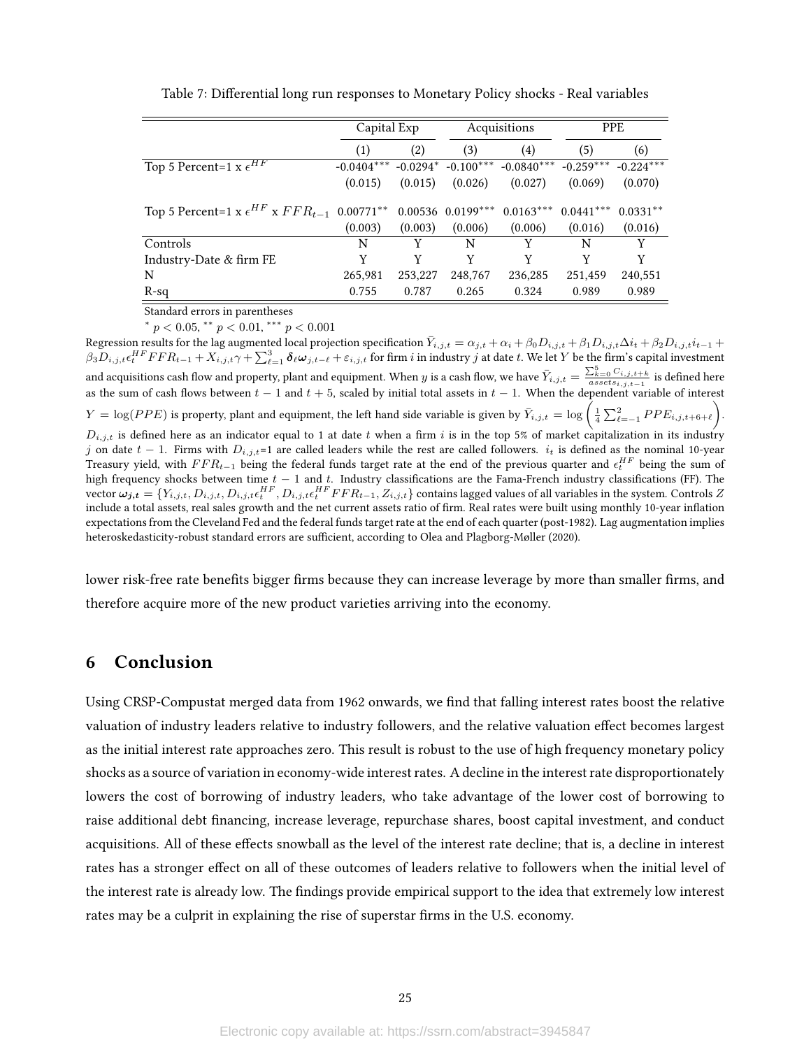Table 7: Differential long run responses to Monetary Policy shocks - Real variables

| | Capital Exp | | Acquisitions | | PPE | |
|---|---|---|---|---|---|---|
| | (1) | (2) | (3) | (4) | (5) | (6) |
| Top 5 Percent=1 x $\epsilon^{HF}$ | -0.0404*** | -0.0294* | -0.100*** | -0.0840*** | -0.259*** | -0.224*** |
| | (0.015) | (0.015) | (0.026) | (0.027) | (0.069) | (0.070) |
| Top 5 Percent=1 x $\epsilon^{HF}$ x $FFR_{t-1}$ | 0.00771** | 0.00536 | 0.0199*** | 0.0163*** | 0.0441*** | 0.0331** |
| | (0.003) | (0.003) | (0.006) | (0.006) | (0.016) | (0.016) |
| Controls | N | Y | N | Y | N | Y |
| Industry-Date & firm FE | Y | Y | Y | Y | Y | Y |
| N | 265,981 | 253,227 | 248,767 | 236,285 | 251,459 | 240,551 |
| R-sq | 0.755 | 0.787 | 0.265 | 0.324 | 0.989 | 0.989 |

Standard errors in parentheses

* $p < 0.05$, ** $p < 0.01$, *** $p < 0.001$

Regression results for the lag augmented local projection specification $\bar{Y}_{i,j,t} = \alpha_{j,t} + \alpha_i + \beta_0 D_{i,j,t} + \beta_1 D_{i,j,t}\Delta i_t + \beta_2 D_{i,j,t} i_{t-1} + \beta_3 D_{i,j,t}\epsilon_t^{HF} FFR_{t-1} + X_{i,j,t}\gamma + \sum_{\ell=1}^{3} \boldsymbol{\delta}_\ell \boldsymbol{\omega}_{j,t-\ell} + \varepsilon_{i,j,t}$ for firm $i$ in industry $j$ at date $t$. We let $Y$ be the firm's capital investment and acquisitions cash flow and property, plant and equipment. When $y$ is a cash flow, we have $\bar{Y}_{i,j,t} = \frac{\sum_{k=0}^{5} C_{i,j,t+k}}{assets_{i,j,t-1}}$ is defined here as the sum of cash flows between $t-1$ and $t+5$, scaled by initial total assets in $t-1$. When the dependent variable of interest $Y = \log(PPE)$ is property, plant and equipment, the left hand side variable is given by $\bar{Y}_{i,j,t} = \log\left(\frac{1}{4}\sum_{\ell=-1}^{2} PPE_{i,j,t+6+\ell}\right)$. $D_{i,j,t}$ is defined here as an indicator equal to 1 at date $t$ when a firm $i$ is in the top 5% of market capitalization in its industry $j$ on date $t-1$. Firms with $D_{i,j,t}$=1 are called leaders while the rest are called followers. $i_t$ is defined as the nominal 10-year Treasury yield, with $FFR_{t-1}$ being the federal funds target rate at the end of the previous quarter and $\epsilon_t^{HF}$ being the sum of high frequency shocks between time $t-1$ and $t$. Industry classifications are the Fama-French industry classifications (FF). The vector $\boldsymbol{\omega_{j,t}} = \{Y_{i,j,t}, D_{i,j,t}, D_{i,j,t}\epsilon_t^{HF}, D_{i,j,t}\epsilon_t^{HF} FFR_{t-1}, Z_{i,j,t}\}$ contains lagged values of all variables in the system. Controls $Z$ include a total assets, real sales growth and the net current assets ratio of firm. Real rates were built using monthly 10-year inflation expectations from the Cleveland Fed and the federal funds target rate at the end of each quarter (post-1982). Lag augmentation implies heteroskedasticity-robust standard errors are sufficient, according to Olea and Plagborg-Møller (2020).

lower risk-free rate benefits bigger firms because they can increase leverage by more than smaller firms, and therefore acquire more of the new product varieties arriving into the economy.

## 6 Conclusion

Using CRSP-Compustat merged data from 1962 onwards, we find that falling interest rates boost the relative valuation of industry leaders relative to industry followers, and the relative valuation effect becomes largest as the initial interest rate approaches zero. This result is robust to the use of high frequency monetary policy shocks as a source of variation in economy-wide interest rates. A decline in the interest rate disproportionately lowers the cost of borrowing of industry leaders, who take advantage of the lower cost of borrowing to raise additional debt financing, increase leverage, repurchase shares, boost capital investment, and conduct acquisitions. All of these effects snowball as the level of the interest rate decline; that is, a decline in interest rates has a stronger effect on all of these outcomes of leaders relative to followers when the initial level of the interest rate is already low. The findings provide empirical support to the idea that extremely low interest rates may be a culprit in explaining the rise of superstar firms in the U.S. economy.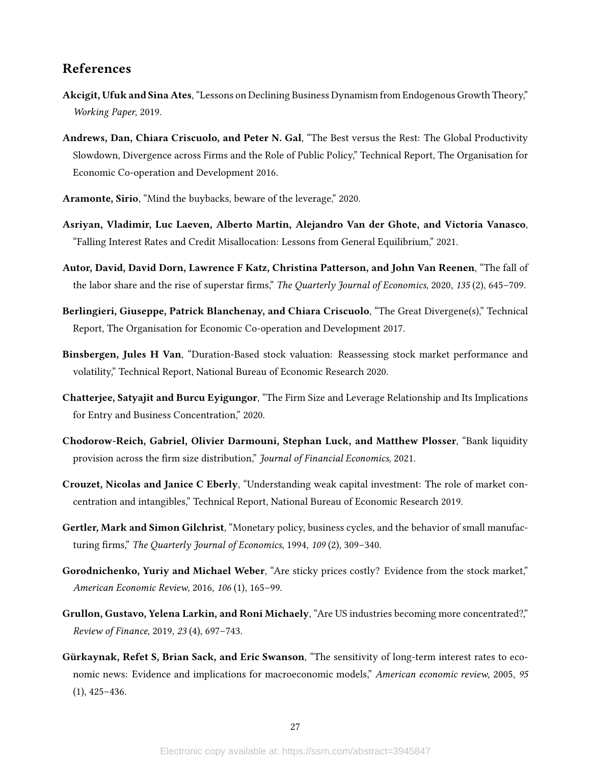## References

**Akcigit, Ufuk and Sina Ates**, "Lessons on Declining Business Dynamism from Endogenous Growth Theory," *Working Paper*, 2019.

**Andrews, Dan, Chiara Criscuolo, and Peter N. Gal**, "The Best versus the Rest: The Global Productivity Slowdown, Divergence across Firms and the Role of Public Policy," Technical Report, The Organisation for Economic Co-operation and Development 2016.

**Aramonte, Sirio**, "Mind the buybacks, beware of the leverage," 2020.

**Asriyan, Vladimir, Luc Laeven, Alberto Martin, Alejandro Van der Ghote, and Victoria Vanasco**, "Falling Interest Rates and Credit Misallocation: Lessons from General Equilibrium," 2021.

**Autor, David, David Dorn, Lawrence F Katz, Christina Patterson, and John Van Reenen**, "The fall of the labor share and the rise of superstar firms," *The Quarterly Journal of Economics*, 2020, *135* (2), 645–709.

**Berlingieri, Giuseppe, Patrick Blanchenay, and Chiara Criscuolo**, "The Great Divergene(s)," Technical Report, The Organisation for Economic Co-operation and Development 2017.

**Binsbergen, Jules H Van**, "Duration-Based stock valuation: Reassessing stock market performance and volatility," Technical Report, National Bureau of Economic Research 2020.

**Chatterjee, Satyajit and Burcu Eyigungor**, "The Firm Size and Leverage Relationship and Its Implications for Entry and Business Concentration," 2020.

**Chodorow-Reich, Gabriel, Olivier Darmouni, Stephan Luck, and Matthew Plosser**, "Bank liquidity provision across the firm size distribution," *Journal of Financial Economics*, 2021.

**Crouzet, Nicolas and Janice C Eberly**, "Understanding weak capital investment: The role of market concentration and intangibles," Technical Report, National Bureau of Economic Research 2019.

**Gertler, Mark and Simon Gilchrist**, "Monetary policy, business cycles, and the behavior of small manufacturing firms," *The Quarterly Journal of Economics*, 1994, *109* (2), 309–340.

**Gorodnichenko, Yuriy and Michael Weber**, "Are sticky prices costly? Evidence from the stock market," *American Economic Review*, 2016, *106* (1), 165–99.

**Grullon, Gustavo, Yelena Larkin, and Roni Michaely**, "Are US industries becoming more concentrated?," *Review of Finance*, 2019, *23* (4), 697–743.

**Gürkaynak, Refet S, Brian Sack, and Eric Swanson**, "The sensitivity of long-term interest rates to economic news: Evidence and implications for macroeconomic models," *American economic review*, 2005, *95* (1), 425–436.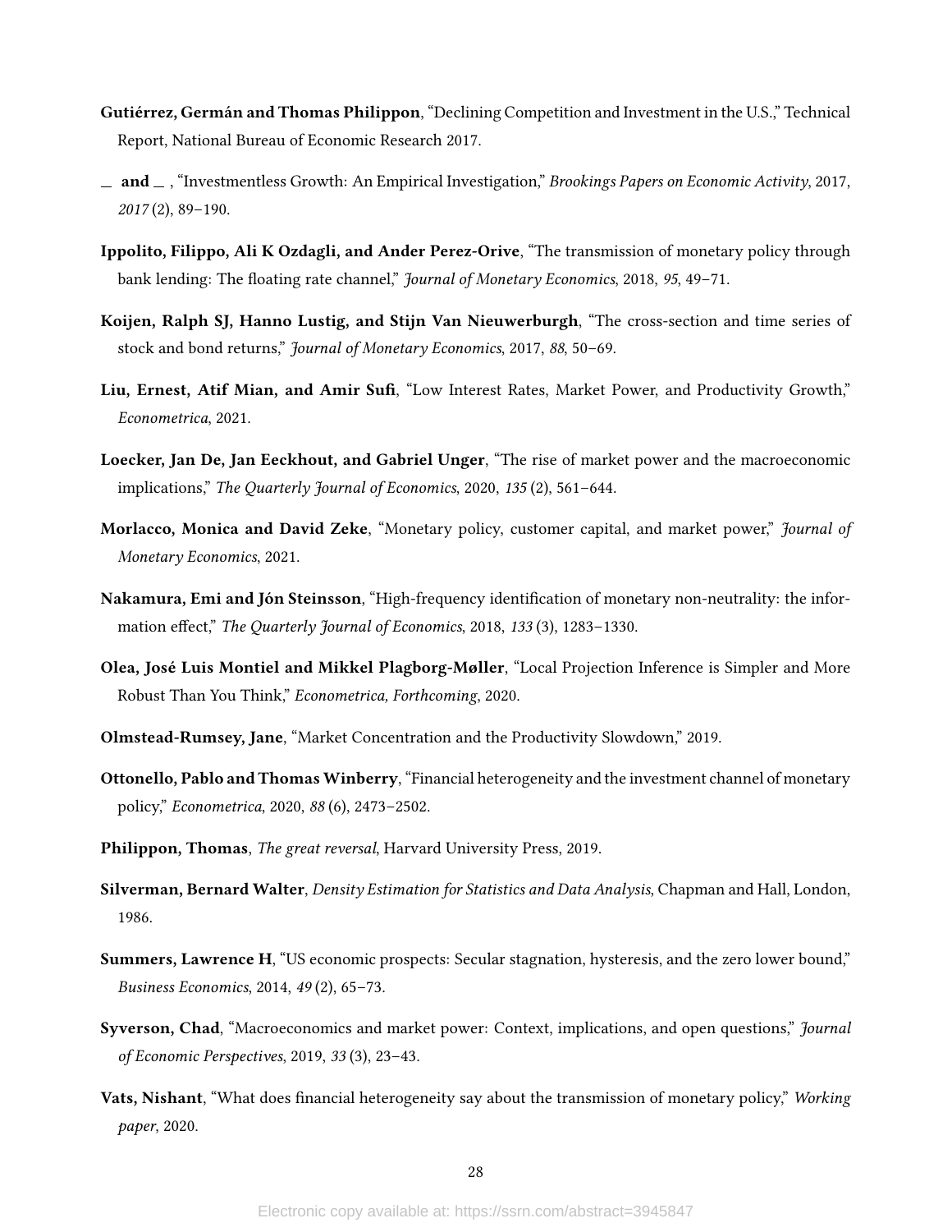**Gutiérrez, Germán and Thomas Philippon**, "Declining Competition and Investment in the U.S.," Technical Report, National Bureau of Economic Research 2017.

_ **and** _ , "Investmentless Growth: An Empirical Investigation," *Brookings Papers on Economic Activity*, 2017, *2017* (2), 89–190.

**Ippolito, Filippo, Ali K Ozdagli, and Ander Perez-Orive**, "The transmission of monetary policy through bank lending: The floating rate channel," *Journal of Monetary Economics*, 2018, *95*, 49–71.

**Koijen, Ralph SJ, Hanno Lustig, and Stijn Van Nieuwerburgh**, "The cross-section and time series of stock and bond returns," *Journal of Monetary Economics*, 2017, *88*, 50–69.

**Liu, Ernest, Atif Mian, and Amir Sufi**, "Low Interest Rates, Market Power, and Productivity Growth," *Econometrica*, 2021.

**Loecker, Jan De, Jan Eeckhout, and Gabriel Unger**, "The rise of market power and the macroeconomic implications," *The Quarterly Journal of Economics*, 2020, *135* (2), 561–644.

**Morlacco, Monica and David Zeke**, "Monetary policy, customer capital, and market power," *Journal of Monetary Economics*, 2021.

**Nakamura, Emi and Jón Steinsson**, "High-frequency identification of monetary non-neutrality: the information effect," *The Quarterly Journal of Economics*, 2018, *133* (3), 1283–1330.

**Olea, José Luis Montiel and Mikkel Plagborg-Møller**, "Local Projection Inference is Simpler and More Robust Than You Think," *Econometrica, Forthcoming*, 2020.

**Olmstead-Rumsey, Jane**, "Market Concentration and the Productivity Slowdown," 2019.

**Ottonello, Pablo and Thomas Winberry**, "Financial heterogeneity and the investment channel of monetary policy," *Econometrica*, 2020, *88* (6), 2473–2502.

**Philippon, Thomas**, *The great reversal*, Harvard University Press, 2019.

**Silverman, Bernard Walter**, *Density Estimation for Statistics and Data Analysis*, Chapman and Hall, London, 1986.

**Summers, Lawrence H**, "US economic prospects: Secular stagnation, hysteresis, and the zero lower bound," *Business Economics*, 2014, *49* (2), 65–73.

**Syverson, Chad**, "Macroeconomics and market power: Context, implications, and open questions," *Journal of Economic Perspectives*, 2019, *33* (3), 23–43.

**Vats, Nishant**, "What does financial heterogeneity say about the transmission of monetary policy," *Working paper*, 2020.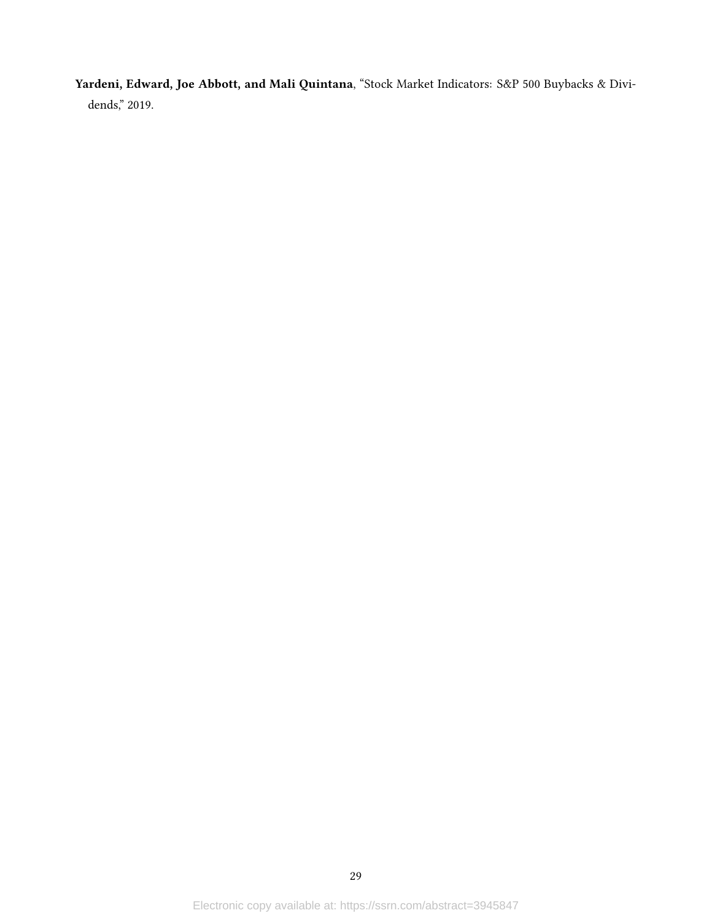**Yardeni, Edward, Joe Abbott, and Mali Quintana**, "Stock Market Indicators: S&P 500 Buybacks & Dividends," 2019.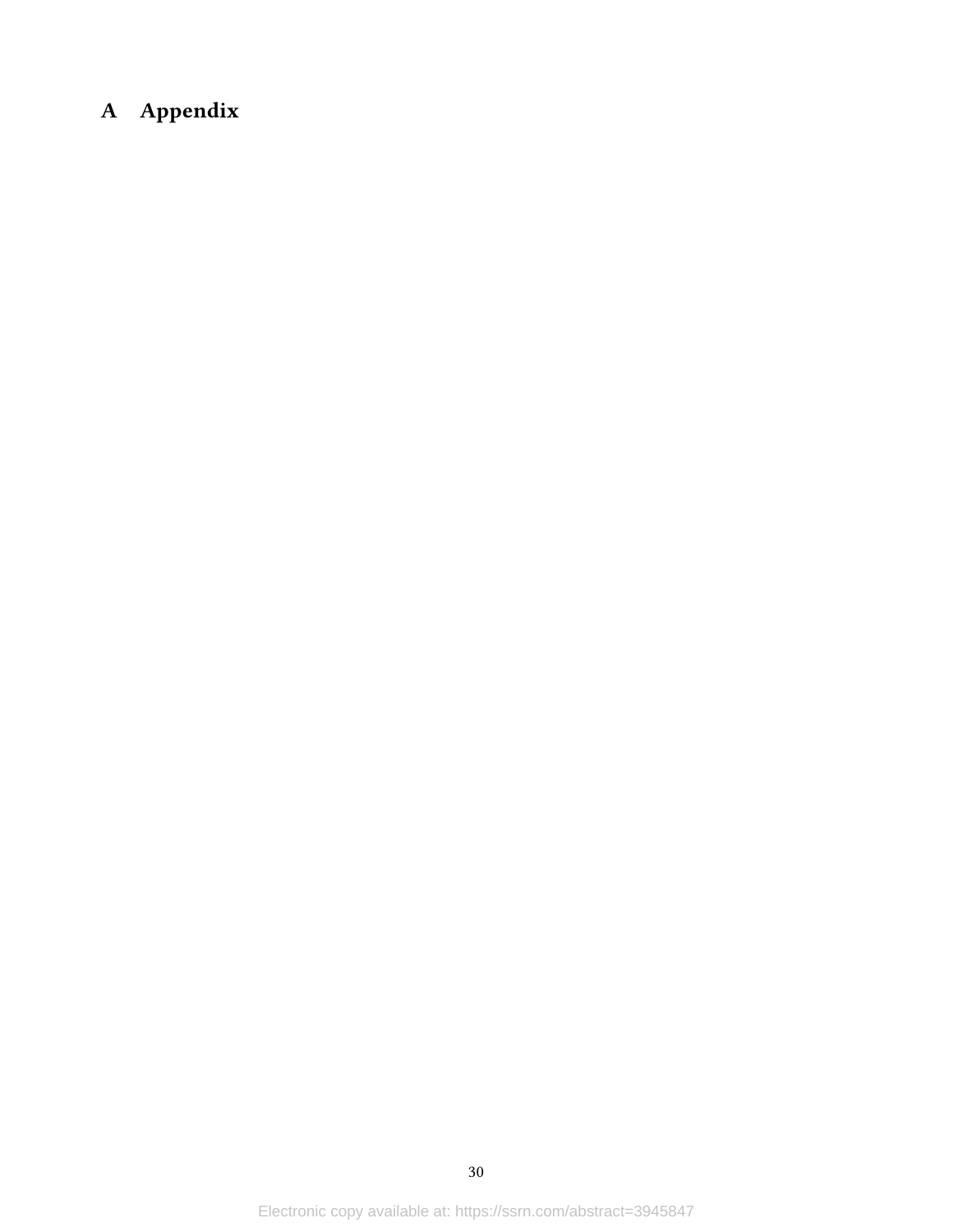# A Appendix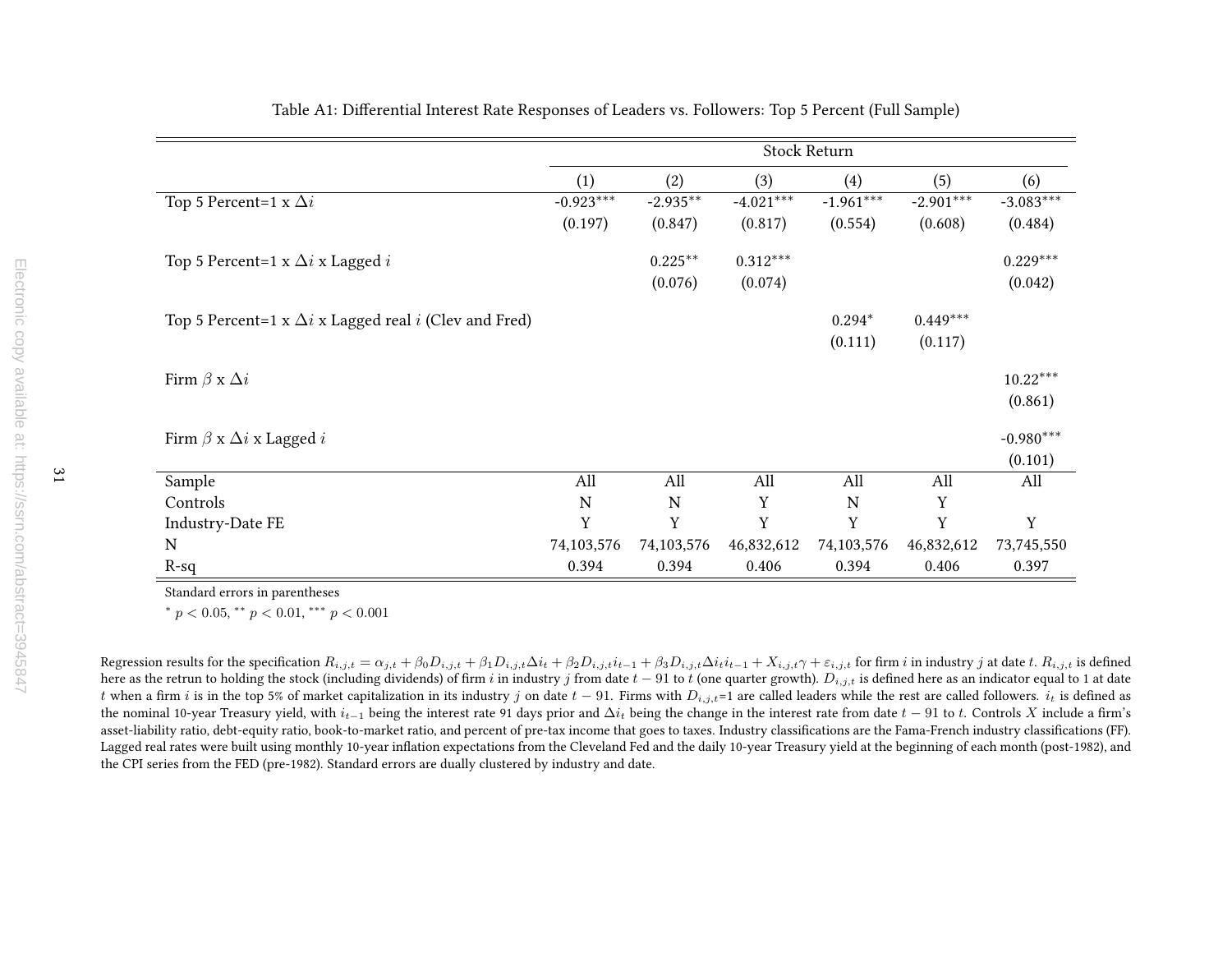Table A1: Differential Interest Rate Responses of Leaders vs. Followers: Top 5 Percent (Full Sample)

| | Stock Return | | | | | |
|---|---|---|---|---|---|---|
| | (1) | (2) | (3) | (4) | (5) | (6) |
| Top 5 Percent=1 x $\Delta i$ | -0.923*** | -2.935** | -4.021*** | -1.961*** | -2.901*** | -3.083*** |
| | (0.197) | (0.847) | (0.817) | (0.554) | (0.608) | (0.484) |
| Top 5 Percent=1 x $\Delta i$ x Lagged $i$ | | 0.225** | 0.312*** | | | 0.229*** |
| | | (0.076) | (0.074) | | | (0.042) |
| Top 5 Percent=1 x $\Delta i$ x Lagged real $i$ (Clev and Fred) | | | | 0.294* | 0.449*** | |
| | | | | (0.111) | (0.117) | |
| Firm $\beta$ x $\Delta i$ | | | | | | 10.22*** |
| | | | | | | (0.861) |
| Firm $\beta$ x $\Delta i$ x Lagged $i$ | | | | | | -0.980*** |
| | | | | | | (0.101) |
| Sample | All | All | All | All | All | All |
| Controls | N | N | Y | N | Y | |
| Industry-Date FE | Y | Y | Y | Y | Y | Y |
| N | 74,103,576 | 74,103,576 | 46,832,612 | 74,103,576 | 46,832,612 | 73,745,550 |
| R-sq | 0.394 | 0.394 | 0.406 | 0.394 | 0.406 | 0.397 |

Standard errors in parentheses

* $p < 0.05$, ** $p < 0.01$, *** $p < 0.001$

Regression results for the specification $R_{i,j,t} = \alpha_{j,t} + \beta_0 D_{i,j,t} + \beta_1 D_{i,j,t}\Delta i_t + \beta_2 D_{i,j,t} i_{t-1} + \beta_3 D_{i,j,t}\Delta i_t i_{t-1} + X_{i,j,t}\gamma + \varepsilon_{i,j,t}$ for firm $i$ in industry $j$ at date $t$. $R_{i,j,t}$ is defined here as the retrun to holding the stock (including dividends) of firm $i$ in industry $j$ from date $t-91$ to $t$ (one quarter growth). $D_{i,j,t}$ is defined here as an indicator equal to 1 at date $t$ when a firm $i$ is in the top 5% of market capitalization in its industry $j$ on date $t-91$. Firms with $D_{i,j,t}$=1 are called leaders while the rest are called followers. $i_t$ is defined as the nominal 10-year Treasury yield, with $i_{t-1}$ being the interest rate 91 days prior and $\Delta i_t$ being the change in the interest rate from date $t-91$ to $t$. Controls $X$ include a firm's asset-liability ratio, debt-equity ratio, book-to-market ratio, and percent of pre-tax income that goes to taxes. Industry classifications are the Fama-French industry classifications (FF). Lagged real rates were built using monthly 10-year inflation expectations from the Cleveland Fed and the daily 10-year Treasury yield at the beginning of each month (post-1982), and the CPI series from the FED (pre-1982). Standard errors are dually clustered by industry and date.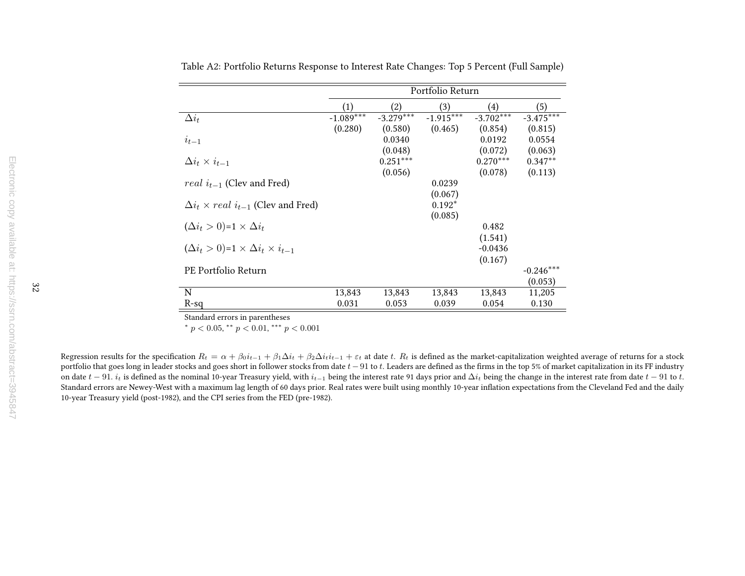Table A2: Portfolio Returns Response to Interest Rate Changes: Top 5 Percent (Full Sample)

| | Portfolio Return | | | | |
|---|---|---|---|---|---|
| | (1) | (2) | (3) | (4) | (5) |
| $\Delta i_t$ | -1.089*** | -3.279*** | -1.915*** | -3.702*** | -3.475*** |
| | (0.280) | (0.580) | (0.465) | (0.854) | (0.815) |
| $i_{t-1}$ | | 0.0340 | | 0.0192 | 0.0554 |
| | | (0.048) | | (0.072) | (0.063) |
| $\Delta i_t \times i_{t-1}$ | | 0.251*** | | 0.270*** | 0.347** |
| | | (0.056) | | (0.078) | (0.113) |
| $real\ i_{t-1}$ (Clev and Fred) | | | 0.0239 | | |
| | | | (0.067) | | |
| $\Delta i_t \times real\ i_{t-1}$ (Clev and Fred) | | | 0.192* | | |
| | | | (0.085) | | |
| $(\Delta i_t > 0)$=1 $\times \Delta i_t$ | | | | 0.482 | |
| | | | | (1.541) | |
| $(\Delta i_t > 0)$=1 $\times \Delta i_t \times i_{t-1}$ | | | | -0.0436 | |
| | | | | (0.167) | |
| PE Portfolio Return | | | | | -0.246*** |
| | | | | | (0.053) |
| N | 13,843 | 13,843 | 13,843 | 13,843 | 11,205 |
| R-sq | 0.031 | 0.053 | 0.039 | 0.054 | 0.130 |

Standard errors in parentheses
* $p < 0.05$, ** $p < 0.01$, *** $p < 0.001$

Regression results for the specification $R_t = \alpha + \beta_0 i_{t-1} + \beta_1 \Delta i_t + \beta_2 \Delta i_t i_{t-1} + \varepsilon_t$ at date $t$. $R_t$ is defined as the market-capitalization weighted average of returns for a stock portfolio that goes long in leader stocks and goes short in follower stocks from date $t-91$ to $t$. Leaders are defined as the firms in the top 5% of market capitalization in its FF industry on date $t-91$. $i_t$ is defined as the nominal 10-year Treasury yield, with $i_{t-1}$ being the interest rate 91 days prior and $\Delta i_t$ being the change in the interest rate from date $t-91$ to $t$. Standard errors are Newey-West with a maximum lag length of 60 days prior. Real rates were built using monthly 10-year inflation expectations from the Cleveland Fed and the daily 10-year Treasury yield (post-1982), and the CPI series from the FED (pre-1982).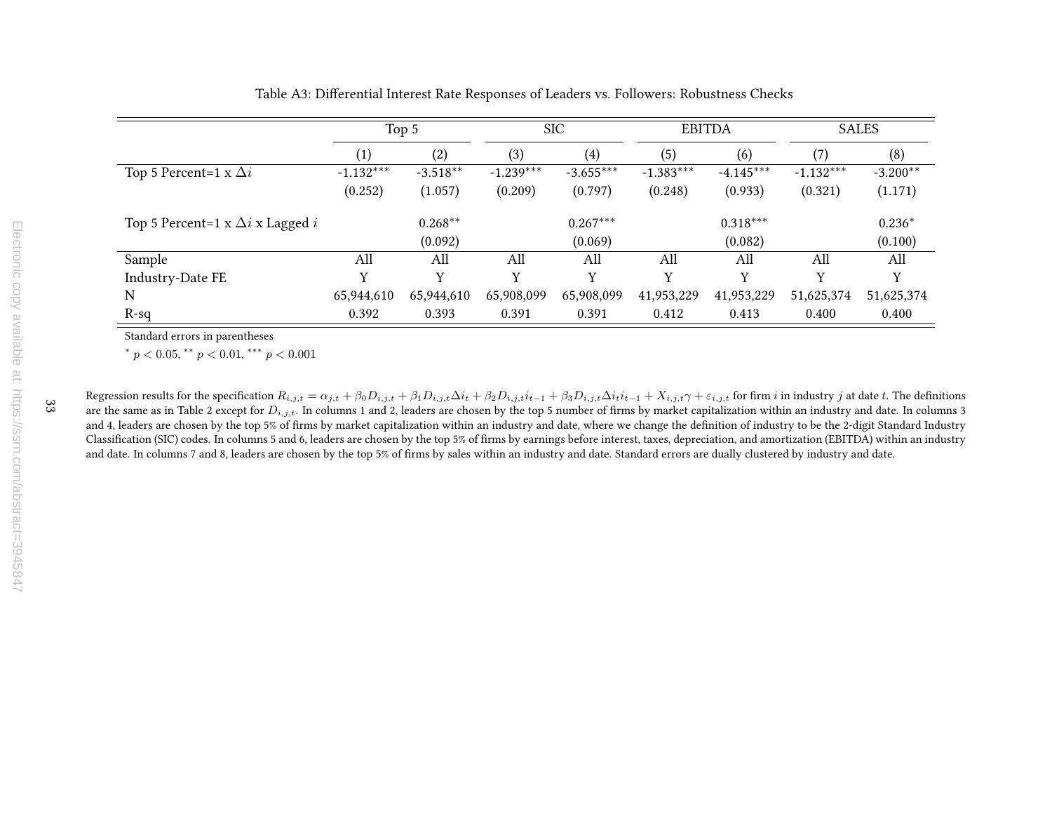Table A3: Differential Interest Rate Responses of Leaders vs. Followers: Robustness Checks

| | Top 5 | | SIC | | EBITDA | | SALES | |
|---|---|---|---|---|---|---|---|---|
| | (1) | (2) | (3) | (4) | (5) | (6) | (7) | (8) |
| Top 5 Percent=1 x $\Delta i$ | -1.132*** | -3.518** | -1.239*** | -3.655*** | -1.383*** | -4.145*** | -1.132*** | -3.200** |
| | (0.252) | (1.057) | (0.209) | (0.797) | (0.248) | (0.933) | (0.321) | (1.171) |
| Top 5 Percent=1 x $\Delta i$ x Lagged $i$ | | 0.268** | | 0.267*** | | 0.318*** | | 0.236* |
| | | (0.092) | | (0.069) | | (0.082) | | (0.100) |
| Sample | All | All | All | All | All | All | All | All |
| Industry-Date FE | Y | Y | Y | Y | Y | Y | Y | Y |
| N | 65,944,610 | 65,944,610 | 65,908,099 | 65,908,099 | 41,953,229 | 41,953,229 | 51,625,374 | 51,625,374 |
| R-sq | 0.392 | 0.393 | 0.391 | 0.391 | 0.412 | 0.413 | 0.400 | 0.400 |

Standard errors in parentheses

\* $p < 0.05$, ** $p < 0.01$, *** $p < 0.001$

Regression results for the specification $R_{i,j,t} = \alpha_{j,t} + \beta_0 D_{i,j,t} + \beta_1 D_{i,j,t} \Delta i_t + \beta_2 D_{i,j,t} i_{t-1} + \beta_3 D_{i,j,t} \Delta i_t i_{t-1} + X_{i,j,t}\gamma + \varepsilon_{i,j,t}$ for firm $i$ in industry $j$ at date $t$. The definitions are the same as in Table 2 except for $D_{i,j,t}$. In columns 1 and 2, leaders are chosen by the top 5 number of firms by market capitalization within an industry and date. In columns 3 and 4, leaders are chosen by the top 5% of firms by market capitalization within an industry and date, where we change the definition of industry to be the 2-digit Standard Industry Classification (SIC) codes. In columns 5 and 6, leaders are chosen by the top 5% of firms by earnings before interest, taxes, depreciation, and amortization (EBITDA) within an industry and date. In columns 7 and 8, leaders are chosen by the top 5% of firms by sales within an industry and date. Standard errors are dually clustered by industry and date.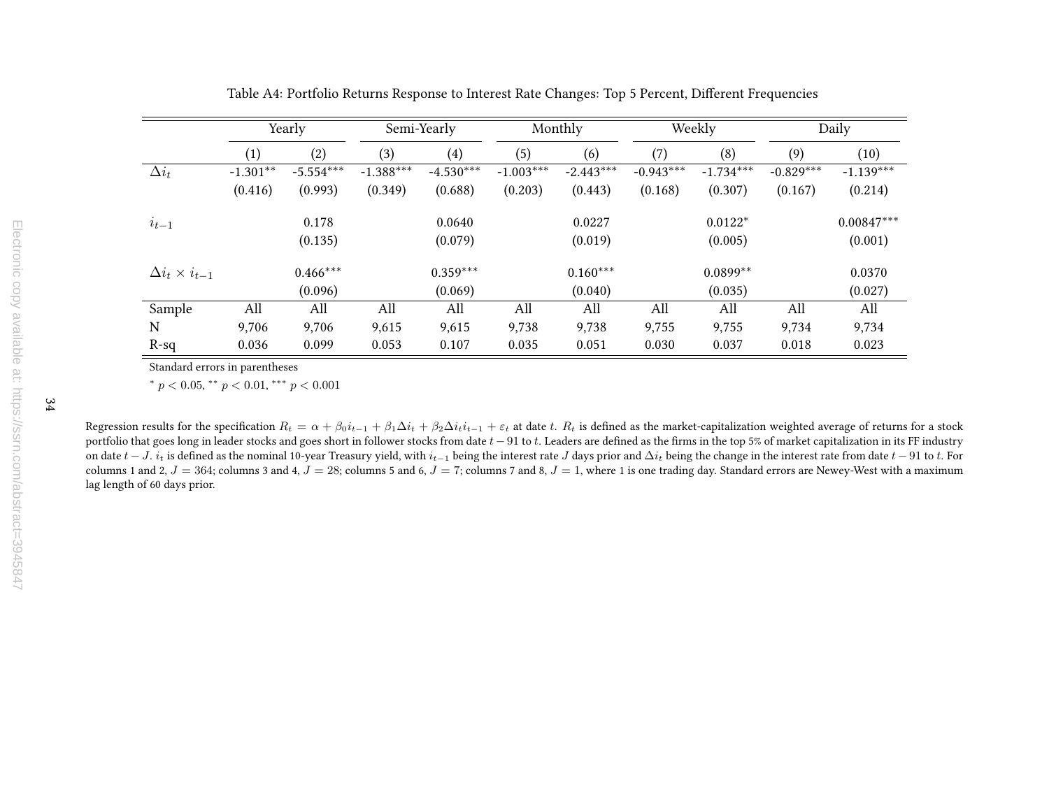Table A4: Portfolio Returns Response to Interest Rate Changes: Top 5 Percent, Different Frequencies

| | Yearly | | Semi-Yearly | | Monthly | | Weekly | | Daily | |
|---|---|---|---|---|---|---|---|---|---|---|
| | (1) | (2) | (3) | (4) | (5) | (6) | (7) | (8) | (9) | (10) |
| $\Delta i_t$ | -1.301** | -5.554*** | -1.388*** | -4.530*** | -1.003*** | -2.443*** | -0.943*** | -1.734*** | -0.829*** | -1.139*** |
| | (0.416) | (0.993) | (0.349) | (0.688) | (0.203) | (0.443) | (0.168) | (0.307) | (0.167) | (0.214) |
| $i_{t-1}$ | | 0.178 | | 0.0640 | | 0.0227 | | 0.0122* | | 0.00847*** |
| | | (0.135) | | (0.079) | | (0.019) | | (0.005) | | (0.001) |
| $\Delta i_t \times i_{t-1}$ | | 0.466*** | | 0.359*** | | 0.160*** | | 0.0899** | | 0.0370 |
| | | (0.096) | | (0.069) | | (0.040) | | (0.035) | | (0.027) |
| Sample | All | All | All | All | All | All | All | All | All | All |
| N | 9,706 | 9,706 | 9,615 | 9,615 | 9,738 | 9,738 | 9,755 | 9,755 | 9,734 | 9,734 |
| R-sq | 0.036 | 0.099 | 0.053 | 0.107 | 0.035 | 0.051 | 0.030 | 0.037 | 0.018 | 0.023 |

Standard errors in parentheses

* $p < 0.05$, ** $p < 0.01$, *** $p < 0.001$

Regression results for the specification $R_t = \alpha + \beta_0 i_{t-1} + \beta_1 \Delta i_t + \beta_2 \Delta i_t i_{t-1} + \varepsilon_t$ at date $t$. $R_t$ is defined as the market-capitalization weighted average of returns for a stock portfolio that goes long in leader stocks and goes short in follower stocks from date $t-91$ to $t$. Leaders are defined as the firms in the top 5% of market capitalization in its FF industry on date $t-J$. $i_t$ is defined as the nominal 10-year Treasury yield, with $i_{t-1}$ being the interest rate $J$ days prior and $\Delta i_t$ being the change in the interest rate from date $t-91$ to $t$. For columns 1 and 2, $J = 364$; columns 3 and 4, $J = 28$; columns 5 and 6, $J = 7$; columns 7 and 8, $J = 1$, where 1 is one trading day. Standard errors are Newey-West with a maximum lag length of 60 days prior.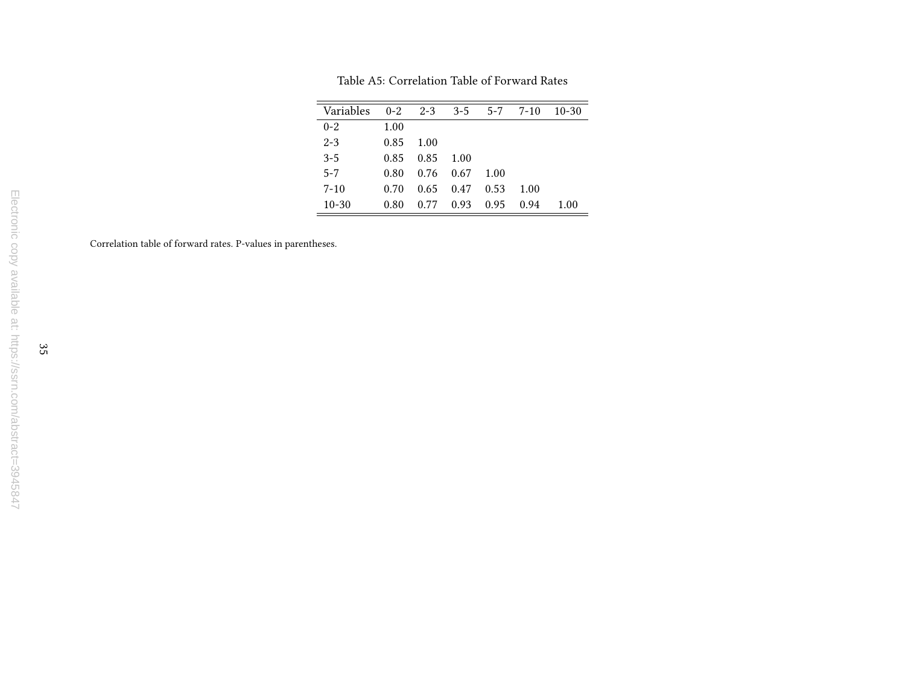Table A5: Correlation Table of Forward Rates

| Variables | 0-2 | 2-3 | 3-5 | 5-7 | 7-10 | 10-30 |
|---|---|---|---|---|---|---|
| 0-2 | 1.00 | | | | | |
| 2-3 | 0.85 | 1.00 | | | | |
| 3-5 | 0.85 | 0.85 | 1.00 | | | |
| 5-7 | 0.80 | 0.76 | 0.67 | 1.00 | | |
| 7-10 | 0.70 | 0.65 | 0.47 | 0.53 | 1.00 | |
| 10-30 | 0.80 | 0.77 | 0.93 | 0.95 | 0.94 | 1.00 |

Correlation table of forward rates. P-values in parentheses.